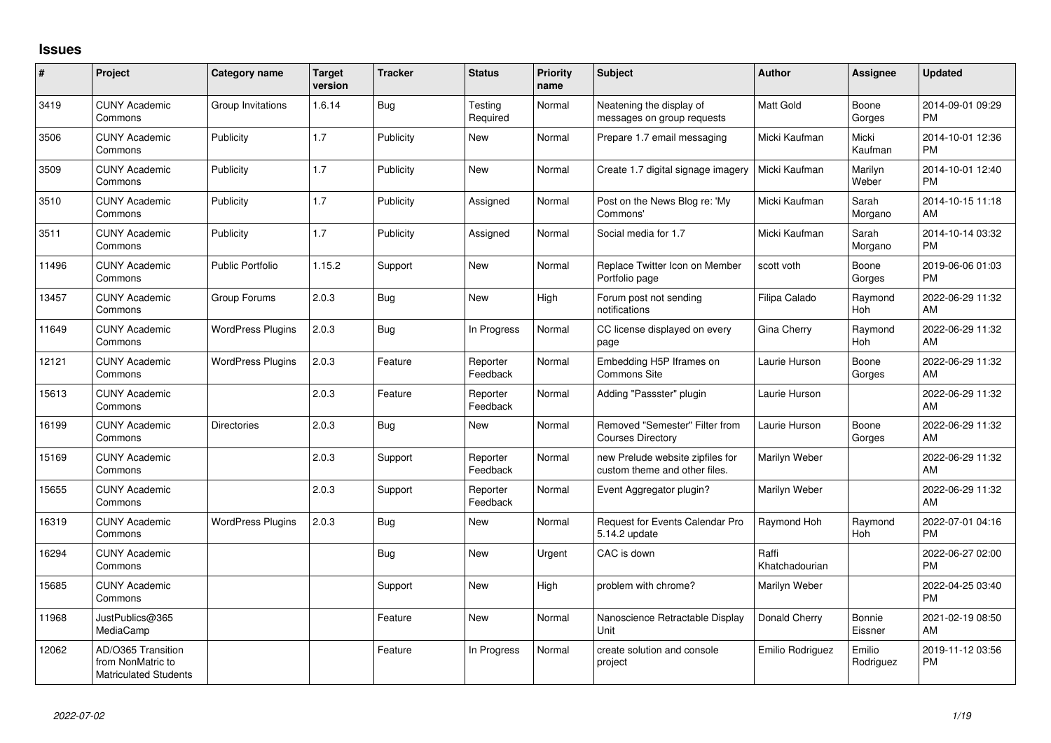## Issues

| # | Project | Category name | Target version | Tracker | Status | Priority name | Subject | Author | Assignee | Updated |
|---|---|---|---|---|---|---|---|---|---|---|
| 3419 | CUNY Academic Commons | Group Invitations | 1.6.14 | Bug | Testing Required | Normal | Neatening the display of messages on group requests | Matt Gold | Boone Gorges | 2014-09-01 09:29 PM |
| 3506 | CUNY Academic Commons | Publicity | 1.7 | Publicity | New | Normal | Prepare 1.7 email messaging | Micki Kaufman | Micki Kaufman | 2014-10-01 12:36 PM |
| 3509 | CUNY Academic Commons | Publicity | 1.7 | Publicity | New | Normal | Create 1.7 digital signage imagery | Micki Kaufman | Marilyn Weber | 2014-10-01 12:40 PM |
| 3510 | CUNY Academic Commons | Publicity | 1.7 | Publicity | Assigned | Normal | Post on the News Blog re: 'My Commons' | Micki Kaufman | Sarah Morgano | 2014-10-15 11:18 AM |
| 3511 | CUNY Academic Commons | Publicity | 1.7 | Publicity | Assigned | Normal | Social media for 1.7 | Micki Kaufman | Sarah Morgano | 2014-10-14 03:32 PM |
| 11496 | CUNY Academic Commons | Public Portfolio | 1.15.2 | Support | New | Normal | Replace Twitter Icon on Member Portfolio page | scott voth | Boone Gorges | 2019-06-06 01:03 PM |
| 13457 | CUNY Academic Commons | Group Forums | 2.0.3 | Bug | New | High | Forum post not sending notifications | Filipa Calado | Raymond Hoh | 2022-06-29 11:32 AM |
| 11649 | CUNY Academic Commons | WordPress Plugins | 2.0.3 | Bug | In Progress | Normal | CC license displayed on every page | Gina Cherry | Raymond Hoh | 2022-06-29 11:32 AM |
| 12121 | CUNY Academic Commons | WordPress Plugins | 2.0.3 | Feature | Reporter Feedback | Normal | Embedding H5P Iframes on Commons Site | Laurie Hurson | Boone Gorges | 2022-06-29 11:32 AM |
| 15613 | CUNY Academic Commons | | 2.0.3 | Feature | Reporter Feedback | Normal | Adding "Passster" plugin | Laurie Hurson | | 2022-06-29 11:32 AM |
| 16199 | CUNY Academic Commons | Directories | 2.0.3 | Bug | New | Normal | Removed "Semester" Filter from Courses Directory | Laurie Hurson | Boone Gorges | 2022-06-29 11:32 AM |
| 15169 | CUNY Academic Commons | | 2.0.3 | Support | Reporter Feedback | Normal | new Prelude website zipfiles for custom theme and other files. | Marilyn Weber | | 2022-06-29 11:32 AM |
| 15655 | CUNY Academic Commons | | 2.0.3 | Support | Reporter Feedback | Normal | Event Aggregator plugin? | Marilyn Weber | | 2022-06-29 11:32 AM |
| 16319 | CUNY Academic Commons | WordPress Plugins | 2.0.3 | Bug | New | Normal | Request for Events Calendar Pro 5.14.2 update | Raymond Hoh | Raymond Hoh | 2022-07-01 04:16 PM |
| 16294 | CUNY Academic Commons | | | Bug | New | Urgent | CAC is down | Raffi Khatchadourian | | 2022-06-27 02:00 PM |
| 15685 | CUNY Academic Commons | | | Support | New | High | problem with chrome? | Marilyn Weber | | 2022-04-25 03:40 PM |
| 11968 | JustPublics@365 MediaCamp | | | Feature | New | Normal | Nanoscience Retractable Display Unit | Donald Cherry | Bonnie Eissner | 2021-02-19 08:50 AM |
| 12062 | AD/O365 Transition from NonMatric to Matriculated Students | | | Feature | In Progress | Normal | create solution and console project | Emilio Rodriguez | Emilio Rodriguez | 2019-11-12 03:56 PM |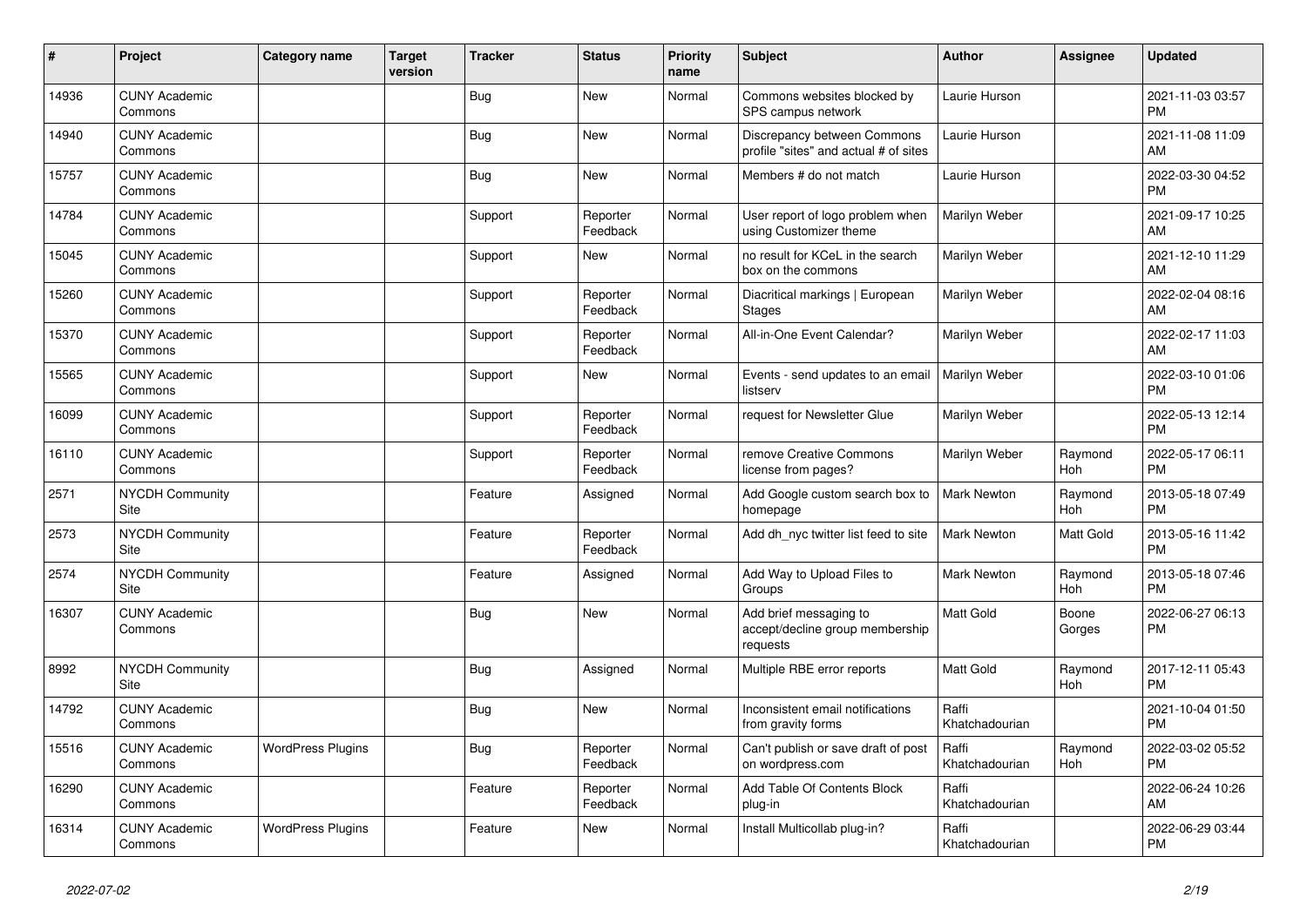| # | Project | Category name | Target version | Tracker | Status | Priority name | Subject | Author | Assignee | Updated |
|---|---|---|---|---|---|---|---|---|---|---|
| 14936 | CUNY Academic Commons | | | Bug | New | Normal | Commons websites blocked by SPS campus network | Laurie Hurson | | 2021-11-03 03:57 PM |
| 14940 | CUNY Academic Commons | | | Bug | New | Normal | Discrepancy between Commons profile "sites" and actual # of sites | Laurie Hurson | | 2021-11-08 11:09 AM |
| 15757 | CUNY Academic Commons | | | Bug | New | Normal | Members # do not match | Laurie Hurson | | 2022-03-30 04:52 PM |
| 14784 | CUNY Academic Commons | | | Support | Reporter Feedback | Normal | User report of logo problem when using Customizer theme | Marilyn Weber | | 2021-09-17 10:25 AM |
| 15045 | CUNY Academic Commons | | | Support | New | Normal | no result for KCeL in the search box on the commons | Marilyn Weber | | 2021-12-10 11:29 AM |
| 15260 | CUNY Academic Commons | | | Support | Reporter Feedback | Normal | Diacritical markings \| European Stages | Marilyn Weber | | 2022-02-04 08:16 AM |
| 15370 | CUNY Academic Commons | | | Support | Reporter Feedback | Normal | All-in-One Event Calendar? | Marilyn Weber | | 2022-02-17 11:03 AM |
| 15565 | CUNY Academic Commons | | | Support | New | Normal | Events - send updates to an email listserv | Marilyn Weber | | 2022-03-10 01:06 PM |
| 16099 | CUNY Academic Commons | | | Support | Reporter Feedback | Normal | request for Newsletter Glue | Marilyn Weber | | 2022-05-13 12:14 PM |
| 16110 | CUNY Academic Commons | | | Support | Reporter Feedback | Normal | remove Creative Commons license from pages? | Marilyn Weber | Raymond Hoh | 2022-05-17 06:11 PM |
| 2571 | NYCDH Community Site | | | Feature | Assigned | Normal | Add Google custom search box to homepage | Mark Newton | Raymond Hoh | 2013-05-18 07:49 PM |
| 2573 | NYCDH Community Site | | | Feature | Reporter Feedback | Normal | Add dh_nyc twitter list feed to site | Mark Newton | Matt Gold | 2013-05-16 11:42 PM |
| 2574 | NYCDH Community Site | | | Feature | Assigned | Normal | Add Way to Upload Files to Groups | Mark Newton | Raymond Hoh | 2013-05-18 07:46 PM |
| 16307 | CUNY Academic Commons | | | Bug | New | Normal | Add brief messaging to accept/decline group membership requests | Matt Gold | Boone Gorges | 2022-06-27 06:13 PM |
| 8992 | NYCDH Community Site | | | Bug | Assigned | Normal | Multiple RBE error reports | Matt Gold | Raymond Hoh | 2017-12-11 05:43 PM |
| 14792 | CUNY Academic Commons | | | Bug | New | Normal | Inconsistent email notifications from gravity forms | Raffi Khatchadourian | | 2021-10-04 01:50 PM |
| 15516 | CUNY Academic Commons | WordPress Plugins | | Bug | Reporter Feedback | Normal | Can't publish or save draft of post on wordpress.com | Raffi Khatchadourian | Raymond Hoh | 2022-03-02 05:52 PM |
| 16290 | CUNY Academic Commons | | | Feature | Reporter Feedback | Normal | Add Table Of Contents Block plug-in | Raffi Khatchadourian | | 2022-06-24 10:26 AM |
| 16314 | CUNY Academic Commons | WordPress Plugins | | Feature | New | Normal | Install Multicollab plug-in? | Raffi Khatchadourian | | 2022-06-29 03:44 PM |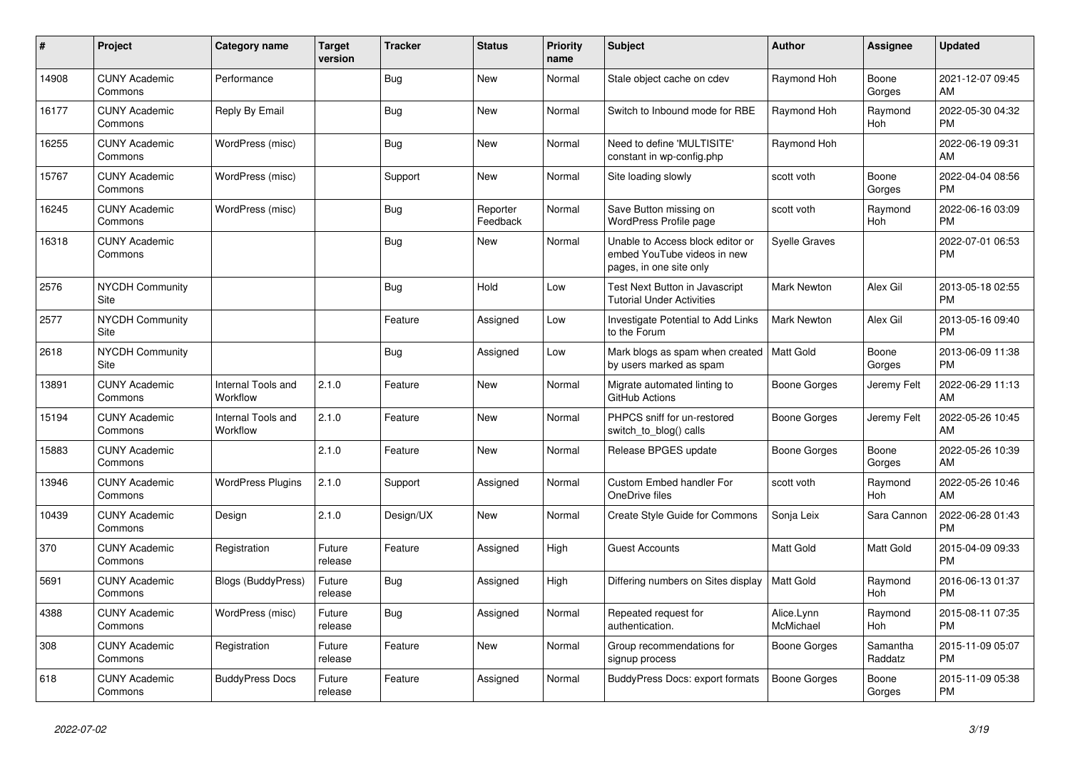| # | Project | Category name | Target version | Tracker | Status | Priority name | Subject | Author | Assignee | Updated |
|---|---|---|---|---|---|---|---|---|---|---|
| 14908 | CUNY Academic Commons | Performance | | Bug | New | Normal | Stale object cache on cdev | Raymond Hoh | Boone Gorges | 2021-12-07 09:45 AM |
| 16177 | CUNY Academic Commons | Reply By Email | | Bug | New | Normal | Switch to Inbound mode for RBE | Raymond Hoh | Raymond Hoh | 2022-05-30 04:32 PM |
| 16255 | CUNY Academic Commons | WordPress (misc) | | Bug | New | Normal | Need to define 'MULTISITE' constant in wp-config.php | Raymond Hoh | | 2022-06-19 09:31 AM |
| 15767 | CUNY Academic Commons | WordPress (misc) | | Support | New | Normal | Site loading slowly | scott voth | Boone Gorges | 2022-04-04 08:56 PM |
| 16245 | CUNY Academic Commons | WordPress (misc) | | Bug | Reporter Feedback | Normal | Save Button missing on WordPress Profile page | scott voth | Raymond Hoh | 2022-06-16 03:09 PM |
| 16318 | CUNY Academic Commons | | | Bug | New | Normal | Unable to Access block editor or embed YouTube videos in new pages, in one site only | Syelle Graves | | 2022-07-01 06:53 PM |
| 2576 | NYCDH Community Site | | | Bug | Hold | Low | Test Next Button in Javascript Tutorial Under Activities | Mark Newton | Alex Gil | 2013-05-18 02:55 PM |
| 2577 | NYCDH Community Site | | | Feature | Assigned | Low | Investigate Potential to Add Links to the Forum | Mark Newton | Alex Gil | 2013-05-16 09:40 PM |
| 2618 | NYCDH Community Site | | | Bug | Assigned | Low | Mark blogs as spam when created by users marked as spam | Matt Gold | Boone Gorges | 2013-06-09 11:38 PM |
| 13891 | CUNY Academic Commons | Internal Tools and Workflow | 2.1.0 | Feature | New | Normal | Migrate automated linting to GitHub Actions | Boone Gorges | Jeremy Felt | 2022-06-29 11:13 AM |
| 15194 | CUNY Academic Commons | Internal Tools and Workflow | 2.1.0 | Feature | New | Normal | PHPCS sniff for un-restored switch_to_blog() calls | Boone Gorges | Jeremy Felt | 2022-05-26 10:45 AM |
| 15883 | CUNY Academic Commons | | 2.1.0 | Feature | New | Normal | Release BPGES update | Boone Gorges | Boone Gorges | 2022-05-26 10:39 AM |
| 13946 | CUNY Academic Commons | WordPress Plugins | 2.1.0 | Support | Assigned | Normal | Custom Embed handler For OneDrive files | scott voth | Raymond Hoh | 2022-05-26 10:46 AM |
| 10439 | CUNY Academic Commons | Design | 2.1.0 | Design/UX | New | Normal | Create Style Guide for Commons | Sonja Leix | Sara Cannon | 2022-06-28 01:43 PM |
| 370 | CUNY Academic Commons | Registration | Future release | Feature | Assigned | High | Guest Accounts | Matt Gold | Matt Gold | 2015-04-09 09:33 PM |
| 5691 | CUNY Academic Commons | Blogs (BuddyPress) | Future release | Bug | Assigned | High | Differing numbers on Sites display | Matt Gold | Raymond Hoh | 2016-06-13 01:37 PM |
| 4388 | CUNY Academic Commons | WordPress (misc) | Future release | Bug | Assigned | Normal | Repeated request for authentication. | Alice.Lynn McMichael | Raymond Hoh | 2015-08-11 07:35 PM |
| 308 | CUNY Academic Commons | Registration | Future release | Feature | New | Normal | Group recommendations for signup process | Boone Gorges | Samantha Raddatz | 2015-11-09 05:07 PM |
| 618 | CUNY Academic Commons | BuddyPress Docs | Future release | Feature | Assigned | Normal | BuddyPress Docs: export formats | Boone Gorges | Boone Gorges | 2015-11-09 05:38 PM |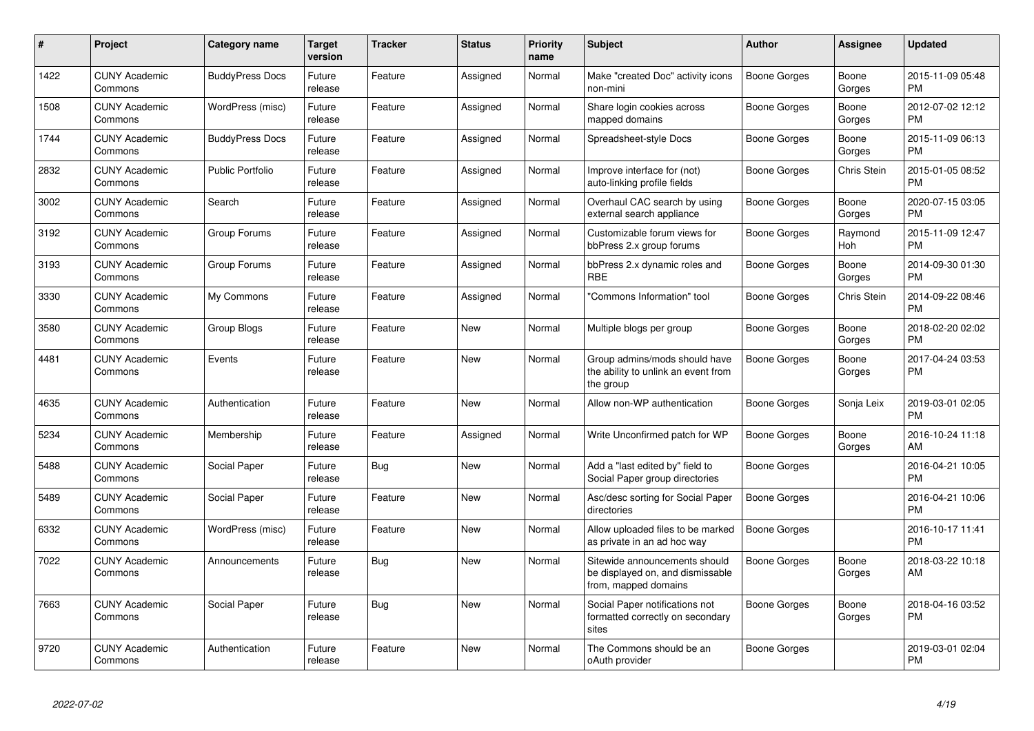| # | Project | Category name | Target version | Tracker | Status | Priority name | Subject | Author | Assignee | Updated |
|---|---|---|---|---|---|---|---|---|---|---|
| 1422 | CUNY Academic Commons | BuddyPress Docs | Future release | Feature | Assigned | Normal | Make "created Doc" activity icons non-mini | Boone Gorges | Boone Gorges | 2015-11-09 05:48 PM |
| 1508 | CUNY Academic Commons | WordPress (misc) | Future release | Feature | Assigned | Normal | Share login cookies across mapped domains | Boone Gorges | Boone Gorges | 2012-07-02 12:12 PM |
| 1744 | CUNY Academic Commons | BuddyPress Docs | Future release | Feature | Assigned | Normal | Spreadsheet-style Docs | Boone Gorges | Boone Gorges | 2015-11-09 06:13 PM |
| 2832 | CUNY Academic Commons | Public Portfolio | Future release | Feature | Assigned | Normal | Improve interface for (not) auto-linking profile fields | Boone Gorges | Chris Stein | 2015-01-05 08:52 PM |
| 3002 | CUNY Academic Commons | Search | Future release | Feature | Assigned | Normal | Overhaul CAC search by using external search appliance | Boone Gorges | Boone Gorges | 2020-07-15 03:05 PM |
| 3192 | CUNY Academic Commons | Group Forums | Future release | Feature | Assigned | Normal | Customizable forum views for bbPress 2.x group forums | Boone Gorges | Raymond Hoh | 2015-11-09 12:47 PM |
| 3193 | CUNY Academic Commons | Group Forums | Future release | Feature | Assigned | Normal | bbPress 2.x dynamic roles and RBE | Boone Gorges | Boone Gorges | 2014-09-30 01:30 PM |
| 3330 | CUNY Academic Commons | My Commons | Future release | Feature | Assigned | Normal | "Commons Information" tool | Boone Gorges | Chris Stein | 2014-09-22 08:46 PM |
| 3580 | CUNY Academic Commons | Group Blogs | Future release | Feature | New | Normal | Multiple blogs per group | Boone Gorges | Boone Gorges | 2018-02-20 02:02 PM |
| 4481 | CUNY Academic Commons | Events | Future release | Feature | New | Normal | Group admins/mods should have the ability to unlink an event from the group | Boone Gorges | Boone Gorges | 2017-04-24 03:53 PM |
| 4635 | CUNY Academic Commons | Authentication | Future release | Feature | New | Normal | Allow non-WP authentication | Boone Gorges | Sonja Leix | 2019-03-01 02:05 PM |
| 5234 | CUNY Academic Commons | Membership | Future release | Feature | Assigned | Normal | Write Unconfirmed patch for WP | Boone Gorges | Boone Gorges | 2016-10-24 11:18 AM |
| 5488 | CUNY Academic Commons | Social Paper | Future release | Bug | New | Normal | Add a "last edited by" field to Social Paper group directories | Boone Gorges | | 2016-04-21 10:05 PM |
| 5489 | CUNY Academic Commons | Social Paper | Future release | Feature | New | Normal | Asc/desc sorting for Social Paper directories | Boone Gorges | | 2016-04-21 10:06 PM |
| 6332 | CUNY Academic Commons | WordPress (misc) | Future release | Feature | New | Normal | Allow uploaded files to be marked as private in an ad hoc way | Boone Gorges | | 2016-10-17 11:41 PM |
| 7022 | CUNY Academic Commons | Announcements | Future release | Bug | New | Normal | Sitewide announcements should be displayed on, and dismissable from, mapped domains | Boone Gorges | Boone Gorges | 2018-03-22 10:18 AM |
| 7663 | CUNY Academic Commons | Social Paper | Future release | Bug | New | Normal | Social Paper notifications not formatted correctly on secondary sites | Boone Gorges | Boone Gorges | 2018-04-16 03:52 PM |
| 9720 | CUNY Academic Commons | Authentication | Future release | Feature | New | Normal | The Commons should be an oAuth provider | Boone Gorges | | 2019-03-01 02:04 PM |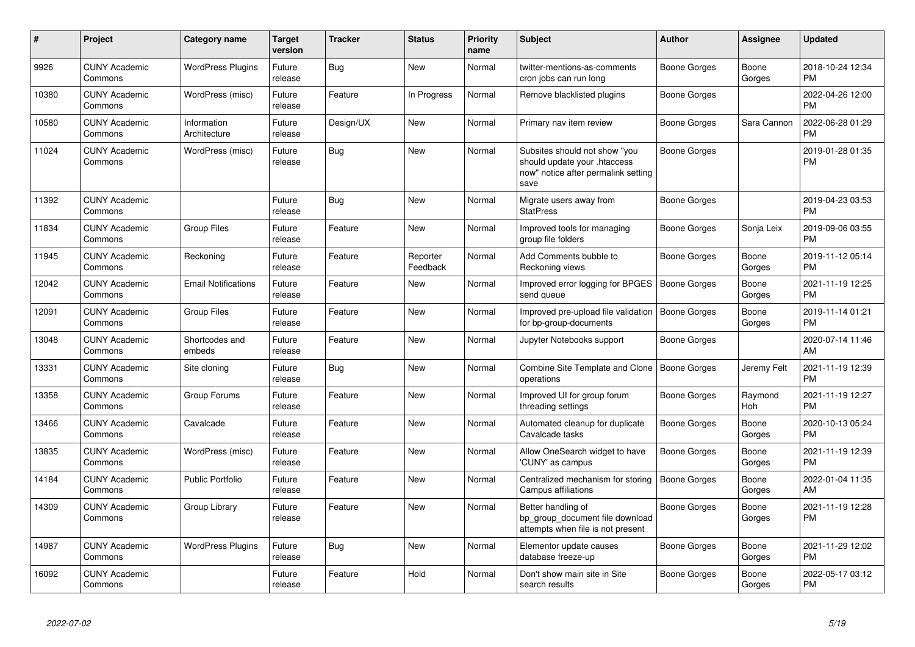| # | Project | Category name | Target version | Tracker | Status | Priority name | Subject | Author | Assignee | Updated |
|---|---|---|---|---|---|---|---|---|---|---|
| 9926 | CUNY Academic Commons | WordPress Plugins | Future release | Bug | New | Normal | twitter-mentions-as-comments cron jobs can run long | Boone Gorges | Boone Gorges | 2018-10-24 12:34 PM |
| 10380 | CUNY Academic Commons | WordPress (misc) | Future release | Feature | In Progress | Normal | Remove blacklisted plugins | Boone Gorges | | 2022-04-26 12:00 PM |
| 10580 | CUNY Academic Commons | Information Architecture | Future release | Design/UX | New | Normal | Primary nav item review | Boone Gorges | Sara Cannon | 2022-06-28 01:29 PM |
| 11024 | CUNY Academic Commons | WordPress (misc) | Future release | Bug | New | Normal | Subsites should not show "you should update your .htaccess now" notice after permalink setting save | Boone Gorges | | 2019-01-28 01:35 PM |
| 11392 | CUNY Academic Commons | | Future release | Bug | New | Normal | Migrate users away from StatPress | Boone Gorges | | 2019-04-23 03:53 PM |
| 11834 | CUNY Academic Commons | Group Files | Future release | Feature | New | Normal | Improved tools for managing group file folders | Boone Gorges | Sonja Leix | 2019-09-06 03:55 PM |
| 11945 | CUNY Academic Commons | Reckoning | Future release | Feature | Reporter Feedback | Normal | Add Comments bubble to Reckoning views | Boone Gorges | Boone Gorges | 2019-11-12 05:14 PM |
| 12042 | CUNY Academic Commons | Email Notifications | Future release | Feature | New | Normal | Improved error logging for BPGES send queue | Boone Gorges | Boone Gorges | 2021-11-19 12:25 PM |
| 12091 | CUNY Academic Commons | Group Files | Future release | Feature | New | Normal | Improved pre-upload file validation for bp-group-documents | Boone Gorges | Boone Gorges | 2019-11-14 01:21 PM |
| 13048 | CUNY Academic Commons | Shortcodes and embeds | Future release | Feature | New | Normal | Jupyter Notebooks support | Boone Gorges | | 2020-07-14 11:46 AM |
| 13331 | CUNY Academic Commons | Site cloning | Future release | Bug | New | Normal | Combine Site Template and Clone operations | Boone Gorges | Jeremy Felt | 2021-11-19 12:39 PM |
| 13358 | CUNY Academic Commons | Group Forums | Future release | Feature | New | Normal | Improved UI for group forum threading settings | Boone Gorges | Raymond Hoh | 2021-11-19 12:27 PM |
| 13466 | CUNY Academic Commons | Cavalcade | Future release | Feature | New | Normal | Automated cleanup for duplicate Cavalcade tasks | Boone Gorges | Boone Gorges | 2020-10-13 05:24 PM |
| 13835 | CUNY Academic Commons | WordPress (misc) | Future release | Feature | New | Normal | Allow OneSearch widget to have 'CUNY' as campus | Boone Gorges | Boone Gorges | 2021-11-19 12:39 PM |
| 14184 | CUNY Academic Commons | Public Portfolio | Future release | Feature | New | Normal | Centralized mechanism for storing Campus affiliations | Boone Gorges | Boone Gorges | 2022-01-04 11:35 AM |
| 14309 | CUNY Academic Commons | Group Library | Future release | Feature | New | Normal | Better handling of bp_group_document file download attempts when file is not present | Boone Gorges | Boone Gorges | 2021-11-19 12:28 PM |
| 14987 | CUNY Academic Commons | WordPress Plugins | Future release | Bug | New | Normal | Elementor update causes database freeze-up | Boone Gorges | Boone Gorges | 2021-11-29 12:02 PM |
| 16092 | CUNY Academic Commons | | Future release | Feature | Hold | Normal | Don't show main site in Site search results | Boone Gorges | Boone Gorges | 2022-05-17 03:12 PM |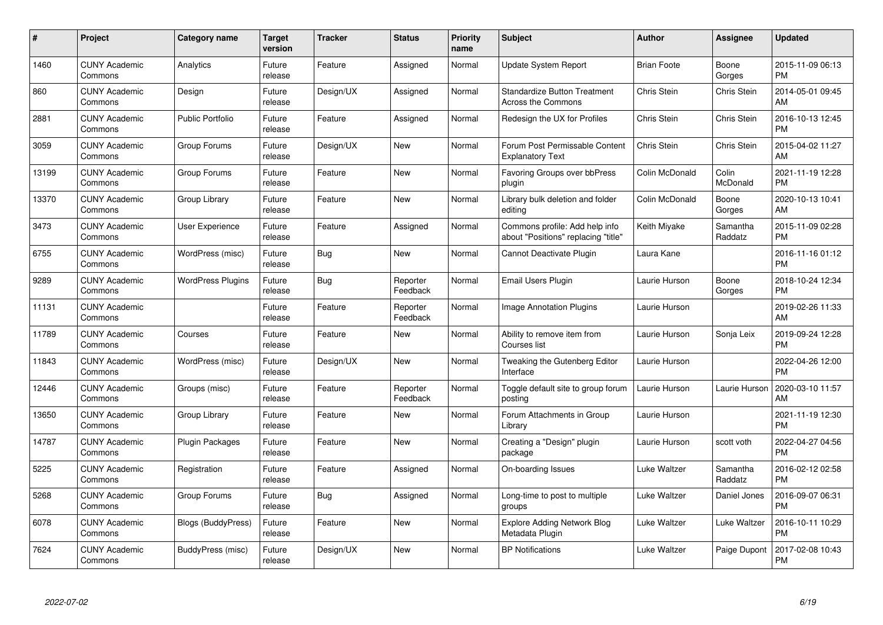| # | Project | Category name | Target version | Tracker | Status | Priority name | Subject | Author | Assignee | Updated |
|---|---|---|---|---|---|---|---|---|---|---|
| 1460 | CUNY Academic Commons | Analytics | Future release | Feature | Assigned | Normal | Update System Report | Brian Foote | Boone Gorges | 2015-11-09 06:13 PM |
| 860 | CUNY Academic Commons | Design | Future release | Design/UX | Assigned | Normal | Standardize Button Treatment Across the Commons | Chris Stein | Chris Stein | 2014-05-01 09:45 AM |
| 2881 | CUNY Academic Commons | Public Portfolio | Future release | Feature | Assigned | Normal | Redesign the UX for Profiles | Chris Stein | Chris Stein | 2016-10-13 12:45 PM |
| 3059 | CUNY Academic Commons | Group Forums | Future release | Design/UX | New | Normal | Forum Post Permissable Content Explanatory Text | Chris Stein | Chris Stein | 2015-04-02 11:27 AM |
| 13199 | CUNY Academic Commons | Group Forums | Future release | Feature | New | Normal | Favoring Groups over bbPress plugin | Colin McDonald | Colin McDonald | 2021-11-19 12:28 PM |
| 13370 | CUNY Academic Commons | Group Library | Future release | Feature | New | Normal | Library bulk deletion and folder editing | Colin McDonald | Boone Gorges | 2020-10-13 10:41 AM |
| 3473 | CUNY Academic Commons | User Experience | Future release | Feature | Assigned | Normal | Commons profile: Add help info about "Positions" replacing "title" | Keith Miyake | Samantha Raddatz | 2015-11-09 02:28 PM |
| 6755 | CUNY Academic Commons | WordPress (misc) | Future release | Bug | New | Normal | Cannot Deactivate Plugin | Laura Kane | | 2016-11-16 01:12 PM |
| 9289 | CUNY Academic Commons | WordPress Plugins | Future release | Bug | Reporter Feedback | Normal | Email Users Plugin | Laurie Hurson | Boone Gorges | 2018-10-24 12:34 PM |
| 11131 | CUNY Academic Commons | | Future release | Feature | Reporter Feedback | Normal | Image Annotation Plugins | Laurie Hurson | | 2019-02-26 11:33 AM |
| 11789 | CUNY Academic Commons | Courses | Future release | Feature | New | Normal | Ability to remove item from Courses list | Laurie Hurson | Sonja Leix | 2019-09-24 12:28 PM |
| 11843 | CUNY Academic Commons | WordPress (misc) | Future release | Design/UX | New | Normal | Tweaking the Gutenberg Editor Interface | Laurie Hurson | | 2022-04-26 12:00 PM |
| 12446 | CUNY Academic Commons | Groups (misc) | Future release | Feature | Reporter Feedback | Normal | Toggle default site to group forum posting | Laurie Hurson | Laurie Hurson | 2020-03-10 11:57 AM |
| 13650 | CUNY Academic Commons | Group Library | Future release | Feature | New | Normal | Forum Attachments in Group Library | Laurie Hurson | | 2021-11-19 12:30 PM |
| 14787 | CUNY Academic Commons | Plugin Packages | Future release | Feature | New | Normal | Creating a "Design" plugin package | Laurie Hurson | scott voth | 2022-04-27 04:56 PM |
| 5225 | CUNY Academic Commons | Registration | Future release | Feature | Assigned | Normal | On-boarding Issues | Luke Waltzer | Samantha Raddatz | 2016-02-12 02:58 PM |
| 5268 | CUNY Academic Commons | Group Forums | Future release | Bug | Assigned | Normal | Long-time to post to multiple groups | Luke Waltzer | Daniel Jones | 2016-09-07 06:31 PM |
| 6078 | CUNY Academic Commons | Blogs (BuddyPress) | Future release | Feature | New | Normal | Explore Adding Network Blog Metadata Plugin | Luke Waltzer | Luke Waltzer | 2016-10-11 10:29 PM |
| 7624 | CUNY Academic Commons | BuddyPress (misc) | Future release | Design/UX | New | Normal | BP Notifications | Luke Waltzer | Paige Dupont | 2017-02-08 10:43 PM |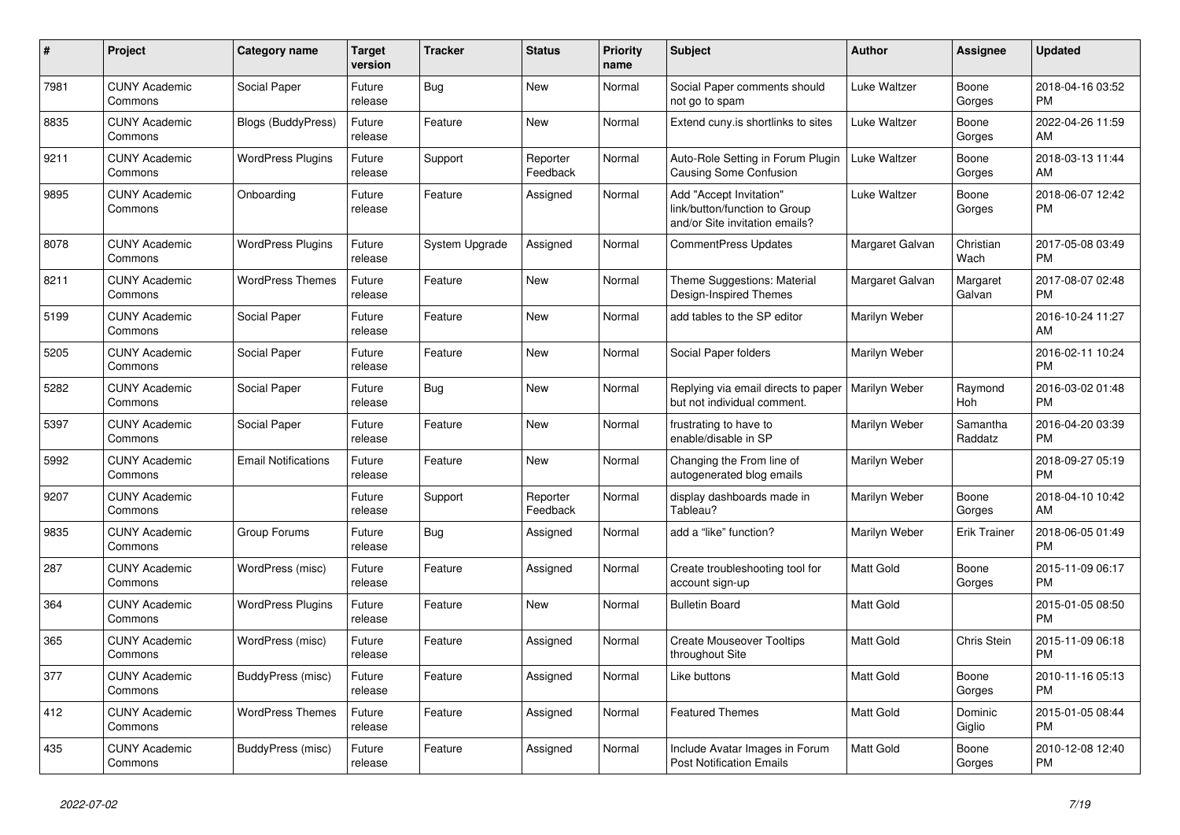| # | Project | Category name | Target version | Tracker | Status | Priority name | Subject | Author | Assignee | Updated |
|---|---|---|---|---|---|---|---|---|---|---|
| 7981 | CUNY Academic Commons | Social Paper | Future release | Bug | New | Normal | Social Paper comments should not go to spam | Luke Waltzer | Boone Gorges | 2018-04-16 03:52 PM |
| 8835 | CUNY Academic Commons | Blogs (BuddyPress) | Future release | Feature | New | Normal | Extend cuny.is shortlinks to sites | Luke Waltzer | Boone Gorges | 2022-04-26 11:59 AM |
| 9211 | CUNY Academic Commons | WordPress Plugins | Future release | Support | Reporter Feedback | Normal | Auto-Role Setting in Forum Plugin Causing Some Confusion | Luke Waltzer | Boone Gorges | 2018-03-13 11:44 AM |
| 9895 | CUNY Academic Commons | Onboarding | Future release | Feature | Assigned | Normal | Add "Accept Invitation" link/button/function to Group and/or Site invitation emails? | Luke Waltzer | Boone Gorges | 2018-06-07 12:42 PM |
| 8078 | CUNY Academic Commons | WordPress Plugins | Future release | System Upgrade | Assigned | Normal | CommentPress Updates | Margaret Galvan | Christian Wach | 2017-05-08 03:49 PM |
| 8211 | CUNY Academic Commons | WordPress Themes | Future release | Feature | New | Normal | Theme Suggestions: Material Design-Inspired Themes | Margaret Galvan | Margaret Galvan | 2017-08-07 02:48 PM |
| 5199 | CUNY Academic Commons | Social Paper | Future release | Feature | New | Normal | add tables to the SP editor | Marilyn Weber | | 2016-10-24 11:27 AM |
| 5205 | CUNY Academic Commons | Social Paper | Future release | Feature | New | Normal | Social Paper folders | Marilyn Weber | | 2016-02-11 10:24 PM |
| 5282 | CUNY Academic Commons | Social Paper | Future release | Bug | New | Normal | Replying via email directs to paper but not individual comment. | Marilyn Weber | Raymond Hoh | 2016-03-02 01:48 PM |
| 5397 | CUNY Academic Commons | Social Paper | Future release | Feature | New | Normal | frustrating to have to enable/disable in SP | Marilyn Weber | Samantha Raddatz | 2016-04-20 03:39 PM |
| 5992 | CUNY Academic Commons | Email Notifications | Future release | Feature | New | Normal | Changing the From line of autogenerated blog emails | Marilyn Weber | | 2018-09-27 05:19 PM |
| 9207 | CUNY Academic Commons | | Future release | Support | Reporter Feedback | Normal | display dashboards made in Tableau? | Marilyn Weber | Boone Gorges | 2018-04-10 10:42 AM |
| 9835 | CUNY Academic Commons | Group Forums | Future release | Bug | Assigned | Normal | add a "like" function? | Marilyn Weber | Erik Trainer | 2018-06-05 01:49 PM |
| 287 | CUNY Academic Commons | WordPress (misc) | Future release | Feature | Assigned | Normal | Create troubleshooting tool for account sign-up | Matt Gold | Boone Gorges | 2015-11-09 06:17 PM |
| 364 | CUNY Academic Commons | WordPress Plugins | Future release | Feature | New | Normal | Bulletin Board | Matt Gold | | 2015-01-05 08:50 PM |
| 365 | CUNY Academic Commons | WordPress (misc) | Future release | Feature | Assigned | Normal | Create Mouseover Tooltips throughout Site | Matt Gold | Chris Stein | 2015-11-09 06:18 PM |
| 377 | CUNY Academic Commons | BuddyPress (misc) | Future release | Feature | Assigned | Normal | Like buttons | Matt Gold | Boone Gorges | 2010-11-16 05:13 PM |
| 412 | CUNY Academic Commons | WordPress Themes | Future release | Feature | Assigned | Normal | Featured Themes | Matt Gold | Dominic Giglio | 2015-01-05 08:44 PM |
| 435 | CUNY Academic Commons | BuddyPress (misc) | Future release | Feature | Assigned | Normal | Include Avatar Images in Forum Post Notification Emails | Matt Gold | Boone Gorges | 2010-12-08 12:40 PM |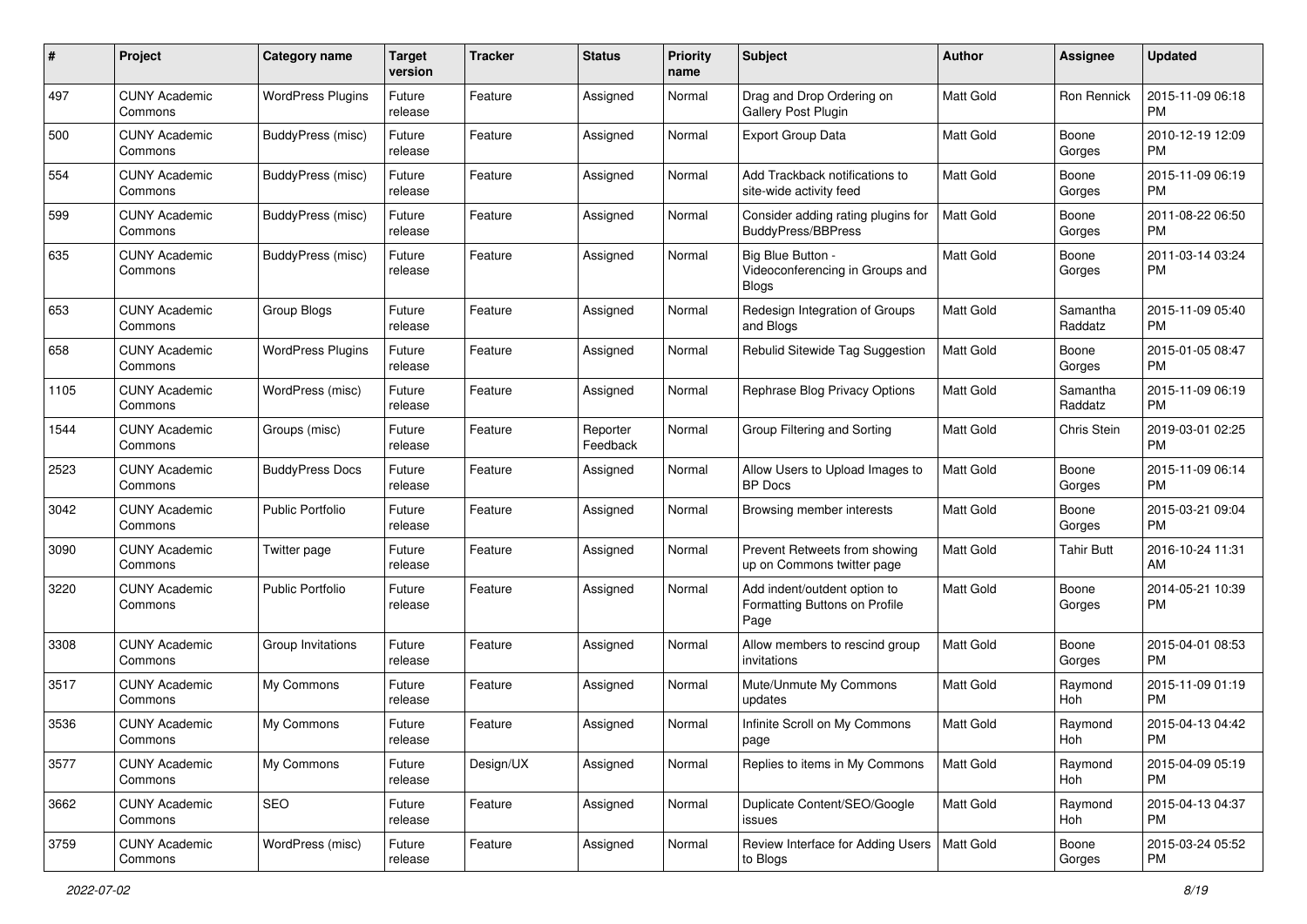| # | Project | Category name | Target version | Tracker | Status | Priority name | Subject | Author | Assignee | Updated |
|---|---|---|---|---|---|---|---|---|---|---|
| 497 | CUNY Academic Commons | WordPress Plugins | Future release | Feature | Assigned | Normal | Drag and Drop Ordering on Gallery Post Plugin | Matt Gold | Ron Rennick | 2015-11-09 06:18 PM |
| 500 | CUNY Academic Commons | BuddyPress (misc) | Future release | Feature | Assigned | Normal | Export Group Data | Matt Gold | Boone Gorges | 2010-12-19 12:09 PM |
| 554 | CUNY Academic Commons | BuddyPress (misc) | Future release | Feature | Assigned | Normal | Add Trackback notifications to site-wide activity feed | Matt Gold | Boone Gorges | 2015-11-09 06:19 PM |
| 599 | CUNY Academic Commons | BuddyPress (misc) | Future release | Feature | Assigned | Normal | Consider adding rating plugins for BuddyPress/BBPress | Matt Gold | Boone Gorges | 2011-08-22 06:50 PM |
| 635 | CUNY Academic Commons | BuddyPress (misc) | Future release | Feature | Assigned | Normal | Big Blue Button - Videoconferencing in Groups and Blogs | Matt Gold | Boone Gorges | 2011-03-14 03:24 PM |
| 653 | CUNY Academic Commons | Group Blogs | Future release | Feature | Assigned | Normal | Redesign Integration of Groups and Blogs | Matt Gold | Samantha Raddatz | 2015-11-09 05:40 PM |
| 658 | CUNY Academic Commons | WordPress Plugins | Future release | Feature | Assigned | Normal | Rebulid Sitewide Tag Suggestion | Matt Gold | Boone Gorges | 2015-01-05 08:47 PM |
| 1105 | CUNY Academic Commons | WordPress (misc) | Future release | Feature | Assigned | Normal | Rephrase Blog Privacy Options | Matt Gold | Samantha Raddatz | 2015-11-09 06:19 PM |
| 1544 | CUNY Academic Commons | Groups (misc) | Future release | Feature | Reporter Feedback | Normal | Group Filtering and Sorting | Matt Gold | Chris Stein | 2019-03-01 02:25 PM |
| 2523 | CUNY Academic Commons | BuddyPress Docs | Future release | Feature | Assigned | Normal | Allow Users to Upload Images to BP Docs | Matt Gold | Boone Gorges | 2015-11-09 06:14 PM |
| 3042 | CUNY Academic Commons | Public Portfolio | Future release | Feature | Assigned | Normal | Browsing member interests | Matt Gold | Boone Gorges | 2015-03-21 09:04 PM |
| 3090 | CUNY Academic Commons | Twitter page | Future release | Feature | Assigned | Normal | Prevent Retweets from showing up on Commons twitter page | Matt Gold | Tahir Butt | 2016-10-24 11:31 AM |
| 3220 | CUNY Academic Commons | Public Portfolio | Future release | Feature | Assigned | Normal | Add indent/outdent option to Formatting Buttons on Profile Page | Matt Gold | Boone Gorges | 2014-05-21 10:39 PM |
| 3308 | CUNY Academic Commons | Group Invitations | Future release | Feature | Assigned | Normal | Allow members to rescind group invitations | Matt Gold | Boone Gorges | 2015-04-01 08:53 PM |
| 3517 | CUNY Academic Commons | My Commons | Future release | Feature | Assigned | Normal | Mute/Unmute My Commons updates | Matt Gold | Raymond Hoh | 2015-11-09 01:19 PM |
| 3536 | CUNY Academic Commons | My Commons | Future release | Feature | Assigned | Normal | Infinite Scroll on My Commons page | Matt Gold | Raymond Hoh | 2015-04-13 04:42 PM |
| 3577 | CUNY Academic Commons | My Commons | Future release | Design/UX | Assigned | Normal | Replies to items in My Commons | Matt Gold | Raymond Hoh | 2015-04-09 05:19 PM |
| 3662 | CUNY Academic Commons | SEO | Future release | Feature | Assigned | Normal | Duplicate Content/SEO/Google issues | Matt Gold | Raymond Hoh | 2015-04-13 04:37 PM |
| 3759 | CUNY Academic Commons | WordPress (misc) | Future release | Feature | Assigned | Normal | Review Interface for Adding Users to Blogs | Matt Gold | Boone Gorges | 2015-03-24 05:52 PM |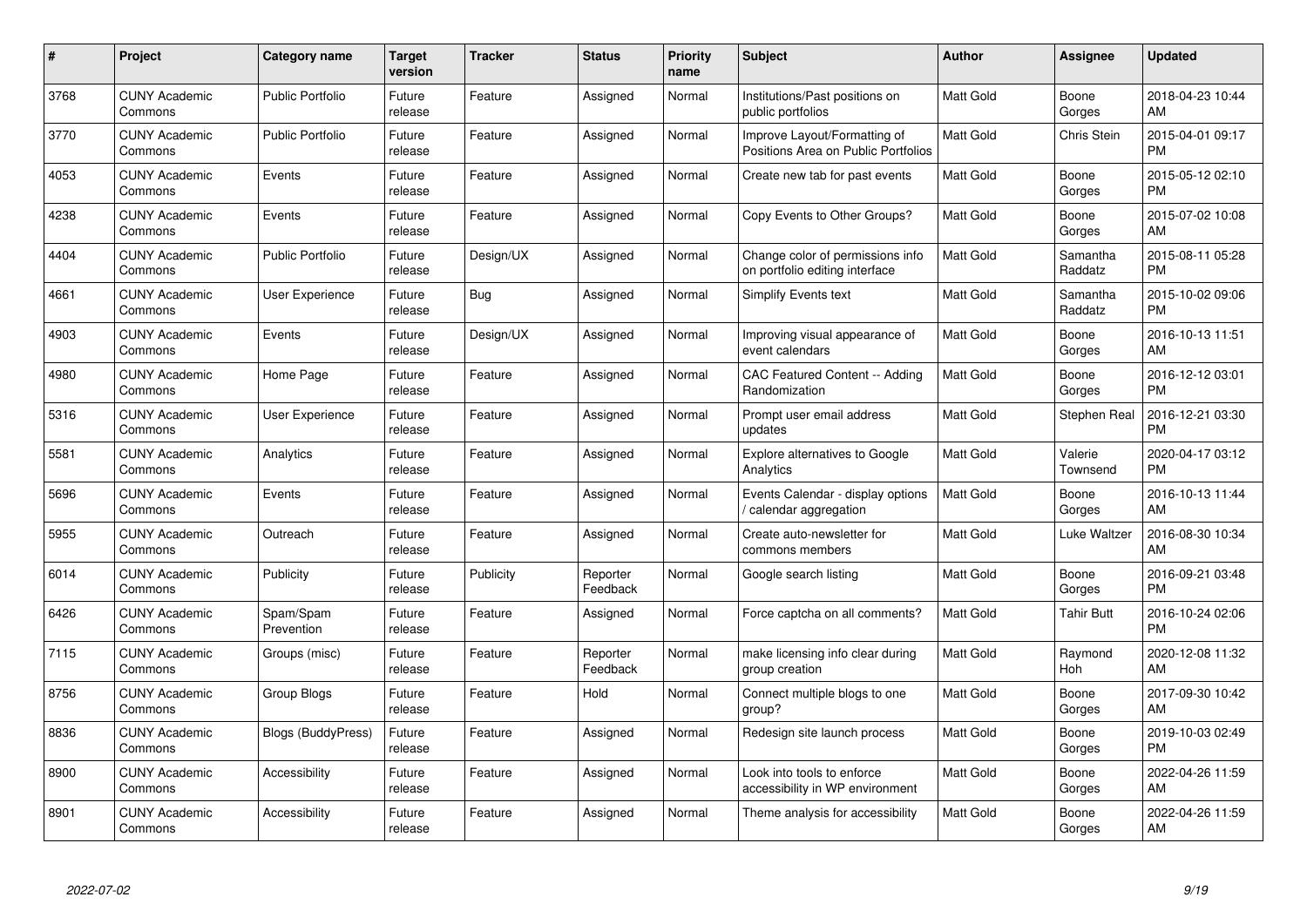| # | Project | Category name | Target version | Tracker | Status | Priority name | Subject | Author | Assignee | Updated |
|---|---|---|---|---|---|---|---|---|---|---|
| 3768 | CUNY Academic Commons | Public Portfolio | Future release | Feature | Assigned | Normal | Institutions/Past positions on public portfolios | Matt Gold | Boone Gorges | 2018-04-23 10:44 AM |
| 3770 | CUNY Academic Commons | Public Portfolio | Future release | Feature | Assigned | Normal | Improve Layout/Formatting of Positions Area on Public Portfolios | Matt Gold | Chris Stein | 2015-04-01 09:17 PM |
| 4053 | CUNY Academic Commons | Events | Future release | Feature | Assigned | Normal | Create new tab for past events | Matt Gold | Boone Gorges | 2015-05-12 02:10 PM |
| 4238 | CUNY Academic Commons | Events | Future release | Feature | Assigned | Normal | Copy Events to Other Groups? | Matt Gold | Boone Gorges | 2015-07-02 10:08 AM |
| 4404 | CUNY Academic Commons | Public Portfolio | Future release | Design/UX | Assigned | Normal | Change color of permissions info on portfolio editing interface | Matt Gold | Samantha Raddatz | 2015-08-11 05:28 PM |
| 4661 | CUNY Academic Commons | User Experience | Future release | Bug | Assigned | Normal | Simplify Events text | Matt Gold | Samantha Raddatz | 2015-10-02 09:06 PM |
| 4903 | CUNY Academic Commons | Events | Future release | Design/UX | Assigned | Normal | Improving visual appearance of event calendars | Matt Gold | Boone Gorges | 2016-10-13 11:51 AM |
| 4980 | CUNY Academic Commons | Home Page | Future release | Feature | Assigned | Normal | CAC Featured Content -- Adding Randomization | Matt Gold | Boone Gorges | 2016-12-12 03:01 PM |
| 5316 | CUNY Academic Commons | User Experience | Future release | Feature | Assigned | Normal | Prompt user email address updates | Matt Gold | Stephen Real | 2016-12-21 03:30 PM |
| 5581 | CUNY Academic Commons | Analytics | Future release | Feature | Assigned | Normal | Explore alternatives to Google Analytics | Matt Gold | Valerie Townsend | 2020-04-17 03:12 PM |
| 5696 | CUNY Academic Commons | Events | Future release | Feature | Assigned | Normal | Events Calendar - display options / calendar aggregation | Matt Gold | Boone Gorges | 2016-10-13 11:44 AM |
| 5955 | CUNY Academic Commons | Outreach | Future release | Feature | Assigned | Normal | Create auto-newsletter for commons members | Matt Gold | Luke Waltzer | 2016-08-30 10:34 AM |
| 6014 | CUNY Academic Commons | Publicity | Future release | Publicity | Reporter Feedback | Normal | Google search listing | Matt Gold | Boone Gorges | 2016-09-21 03:48 PM |
| 6426 | CUNY Academic Commons | Spam/Spam Prevention | Future release | Feature | Assigned | Normal | Force captcha on all comments? | Matt Gold | Tahir Butt | 2016-10-24 02:06 PM |
| 7115 | CUNY Academic Commons | Groups (misc) | Future release | Feature | Reporter Feedback | Normal | make licensing info clear during group creation | Matt Gold | Raymond Hoh | 2020-12-08 11:32 AM |
| 8756 | CUNY Academic Commons | Group Blogs | Future release | Feature | Hold | Normal | Connect multiple blogs to one group? | Matt Gold | Boone Gorges | 2017-09-30 10:42 AM |
| 8836 | CUNY Academic Commons | Blogs (BuddyPress) | Future release | Feature | Assigned | Normal | Redesign site launch process | Matt Gold | Boone Gorges | 2019-10-03 02:49 PM |
| 8900 | CUNY Academic Commons | Accessibility | Future release | Feature | Assigned | Normal | Look into tools to enforce accessibility in WP environment | Matt Gold | Boone Gorges | 2022-04-26 11:59 AM |
| 8901 | CUNY Academic Commons | Accessibility | Future release | Feature | Assigned | Normal | Theme analysis for accessibility | Matt Gold | Boone Gorges | 2022-04-26 11:59 AM |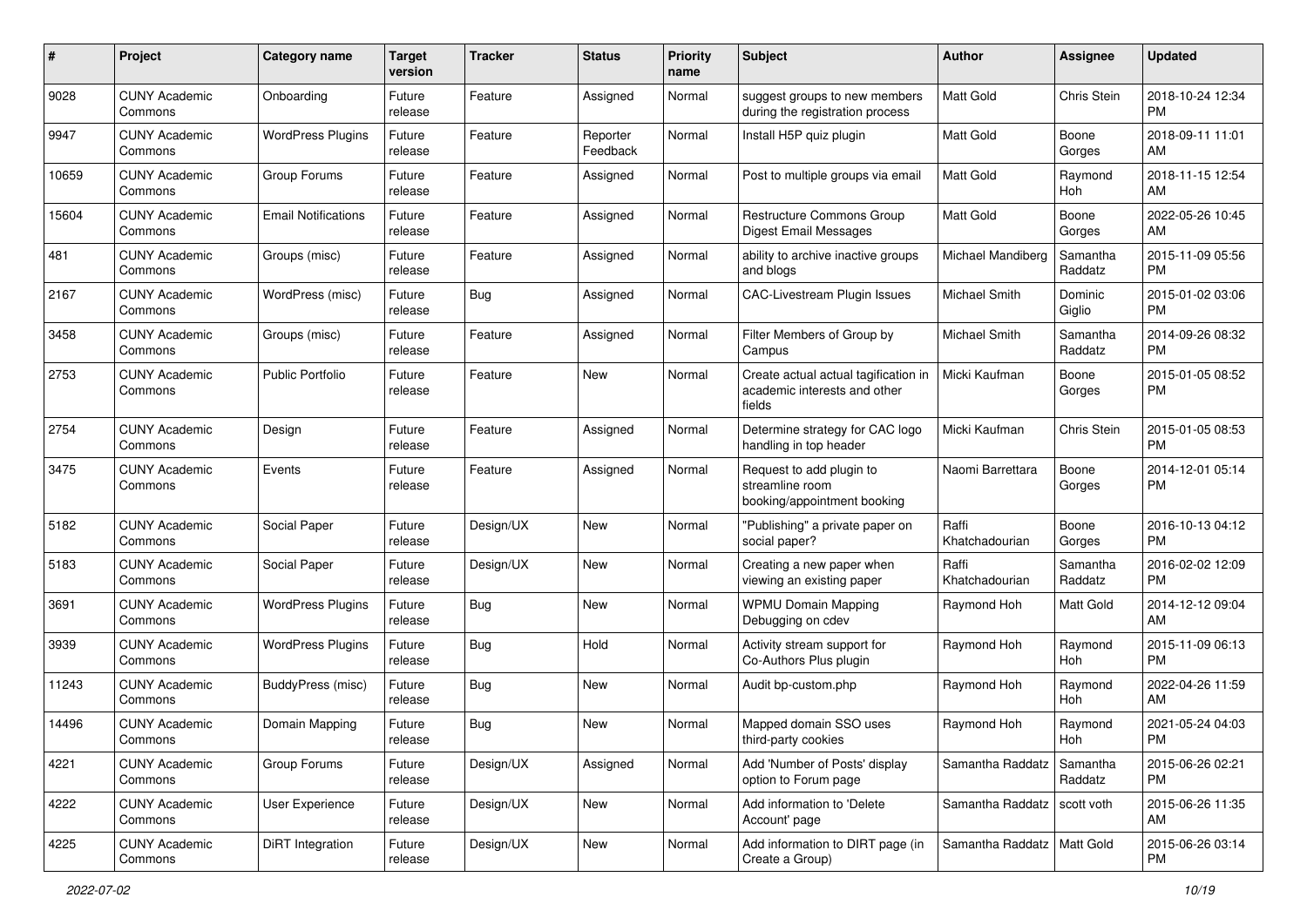| # | Project | Category name | Target version | Tracker | Status | Priority name | Subject | Author | Assignee | Updated |
|---|---|---|---|---|---|---|---|---|---|---|
| 9028 | CUNY Academic Commons | Onboarding | Future release | Feature | Assigned | Normal | suggest groups to new members during the registration process | Matt Gold | Chris Stein | 2018-10-24 12:34 PM |
| 9947 | CUNY Academic Commons | WordPress Plugins | Future release | Feature | Reporter Feedback | Normal | Install H5P quiz plugin | Matt Gold | Boone Gorges | 2018-09-11 11:01 AM |
| 10659 | CUNY Academic Commons | Group Forums | Future release | Feature | Assigned | Normal | Post to multiple groups via email | Matt Gold | Raymond Hoh | 2018-11-15 12:54 AM |
| 15604 | CUNY Academic Commons | Email Notifications | Future release | Feature | Assigned | Normal | Restructure Commons Group Digest Email Messages | Matt Gold | Boone Gorges | 2022-05-26 10:45 AM |
| 481 | CUNY Academic Commons | Groups (misc) | Future release | Feature | Assigned | Normal | ability to archive inactive groups and blogs | Michael Mandiberg | Samantha Raddatz | 2015-11-09 05:56 PM |
| 2167 | CUNY Academic Commons | WordPress (misc) | Future release | Bug | Assigned | Normal | CAC-Livestream Plugin Issues | Michael Smith | Dominic Giglio | 2015-01-02 03:06 PM |
| 3458 | CUNY Academic Commons | Groups (misc) | Future release | Feature | Assigned | Normal | Filter Members of Group by Campus | Michael Smith | Samantha Raddatz | 2014-09-26 08:32 PM |
| 2753 | CUNY Academic Commons | Public Portfolio | Future release | Feature | New | Normal | Create actual actual tagification in academic interests and other fields | Micki Kaufman | Boone Gorges | 2015-01-05 08:52 PM |
| 2754 | CUNY Academic Commons | Design | Future release | Feature | Assigned | Normal | Determine strategy for CAC logo handling in top header | Micki Kaufman | Chris Stein | 2015-01-05 08:53 PM |
| 3475 | CUNY Academic Commons | Events | Future release | Feature | Assigned | Normal | Request to add plugin to streamline room booking/appointment booking | Naomi Barrettara | Boone Gorges | 2014-12-01 05:14 PM |
| 5182 | CUNY Academic Commons | Social Paper | Future release | Design/UX | New | Normal | "Publishing" a private paper on social paper? | Raffi Khatchadourian | Boone Gorges | 2016-10-13 04:12 PM |
| 5183 | CUNY Academic Commons | Social Paper | Future release | Design/UX | New | Normal | Creating a new paper when viewing an existing paper | Raffi Khatchadourian | Samantha Raddatz | 2016-02-02 12:09 PM |
| 3691 | CUNY Academic Commons | WordPress Plugins | Future release | Bug | New | Normal | WPMU Domain Mapping Debugging on cdev | Raymond Hoh | Matt Gold | 2014-12-12 09:04 AM |
| 3939 | CUNY Academic Commons | WordPress Plugins | Future release | Bug | Hold | Normal | Activity stream support for Co-Authors Plus plugin | Raymond Hoh | Raymond Hoh | 2015-11-09 06:13 PM |
| 11243 | CUNY Academic Commons | BuddyPress (misc) | Future release | Bug | New | Normal | Audit bp-custom.php | Raymond Hoh | Raymond Hoh | 2022-04-26 11:59 AM |
| 14496 | CUNY Academic Commons | Domain Mapping | Future release | Bug | New | Normal | Mapped domain SSO uses third-party cookies | Raymond Hoh | Raymond Hoh | 2021-05-24 04:03 PM |
| 4221 | CUNY Academic Commons | Group Forums | Future release | Design/UX | Assigned | Normal | Add 'Number of Posts' display option to Forum page | Samantha Raddatz | Samantha Raddatz | 2015-06-26 02:21 PM |
| 4222 | CUNY Academic Commons | User Experience | Future release | Design/UX | New | Normal | Add information to 'Delete Account' page | Samantha Raddatz | scott voth | 2015-06-26 11:35 AM |
| 4225 | CUNY Academic Commons | DiRT Integration | Future release | Design/UX | New | Normal | Add information to DIRT page (in Create a Group) | Samantha Raddatz | Matt Gold | 2015-06-26 03:14 PM |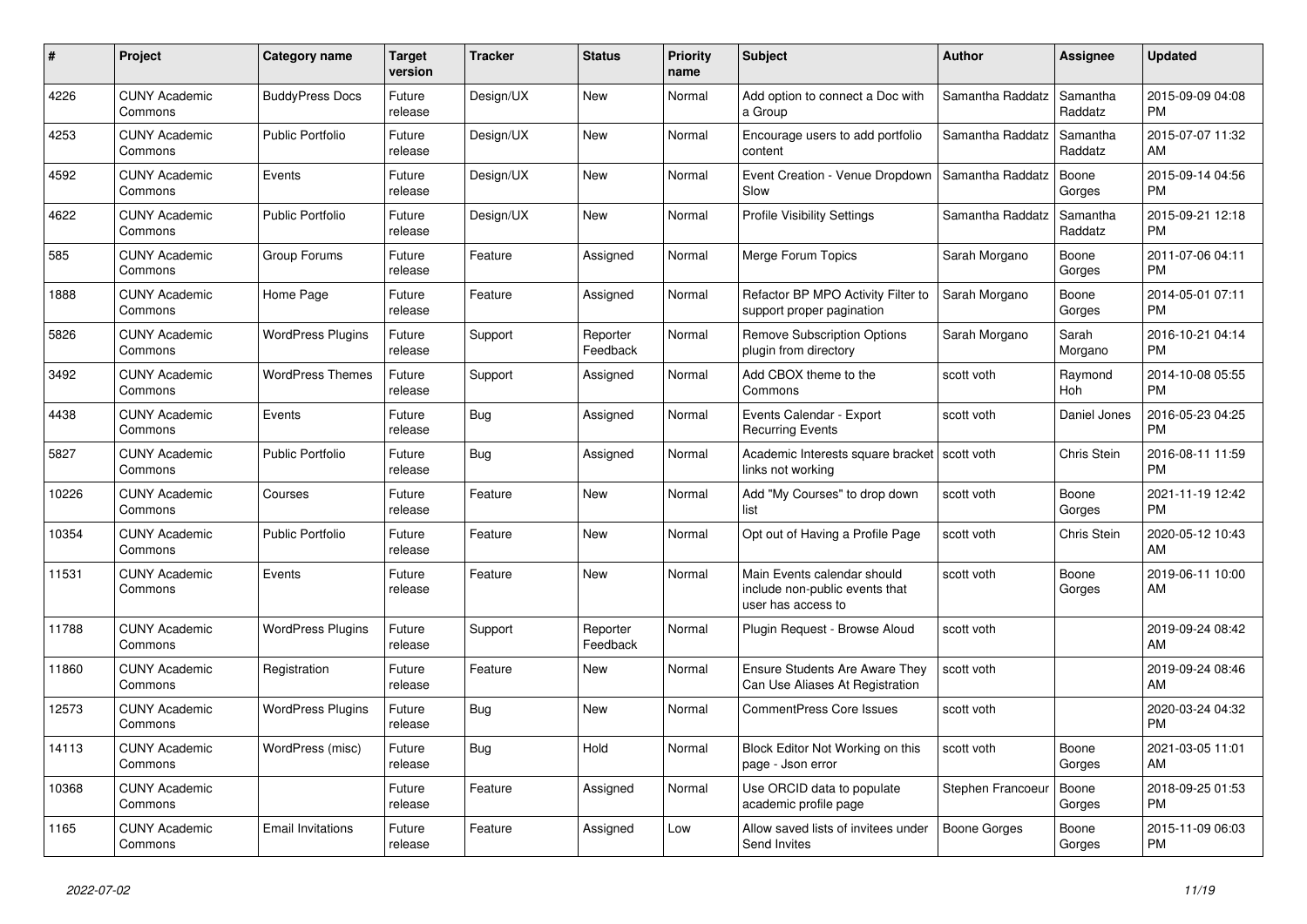| # | Project | Category name | Target version | Tracker | Status | Priority name | Subject | Author | Assignee | Updated |
|---|---|---|---|---|---|---|---|---|---|---|
| 4226 | CUNY Academic Commons | BuddyPress Docs | Future release | Design/UX | New | Normal | Add option to connect a Doc with a Group | Samantha Raddatz | Samantha Raddatz | 2015-09-09 04:08 PM |
| 4253 | CUNY Academic Commons | Public Portfolio | Future release | Design/UX | New | Normal | Encourage users to add portfolio content | Samantha Raddatz | Samantha Raddatz | 2015-07-07 11:32 AM |
| 4592 | CUNY Academic Commons | Events | Future release | Design/UX | New | Normal | Event Creation - Venue Dropdown Slow | Samantha Raddatz | Boone Gorges | 2015-09-14 04:56 PM |
| 4622 | CUNY Academic Commons | Public Portfolio | Future release | Design/UX | New | Normal | Profile Visibility Settings | Samantha Raddatz | Samantha Raddatz | 2015-09-21 12:18 PM |
| 585 | CUNY Academic Commons | Group Forums | Future release | Feature | Assigned | Normal | Merge Forum Topics | Sarah Morgano | Boone Gorges | 2011-07-06 04:11 PM |
| 1888 | CUNY Academic Commons | Home Page | Future release | Feature | Assigned | Normal | Refactor BP MPO Activity Filter to support proper pagination | Sarah Morgano | Boone Gorges | 2014-05-01 07:11 PM |
| 5826 | CUNY Academic Commons | WordPress Plugins | Future release | Support | Reporter Feedback | Normal | Remove Subscription Options plugin from directory | Sarah Morgano | Sarah Morgano | 2016-10-21 04:14 PM |
| 3492 | CUNY Academic Commons | WordPress Themes | Future release | Support | Assigned | Normal | Add CBOX theme to the Commons | scott voth | Raymond Hoh | 2014-10-08 05:55 PM |
| 4438 | CUNY Academic Commons | Events | Future release | Bug | Assigned | Normal | Events Calendar - Export Recurring Events | scott voth | Daniel Jones | 2016-05-23 04:25 PM |
| 5827 | CUNY Academic Commons | Public Portfolio | Future release | Bug | Assigned | Normal | Academic Interests square bracket links not working | scott voth | Chris Stein | 2016-08-11 11:59 PM |
| 10226 | CUNY Academic Commons | Courses | Future release | Feature | New | Normal | Add "My Courses" to drop down list | scott voth | Boone Gorges | 2021-11-19 12:42 PM |
| 10354 | CUNY Academic Commons | Public Portfolio | Future release | Feature | New | Normal | Opt out of Having a Profile Page | scott voth | Chris Stein | 2020-05-12 10:43 AM |
| 11531 | CUNY Academic Commons | Events | Future release | Feature | New | Normal | Main Events calendar should include non-public events that user has access to | scott voth | Boone Gorges | 2019-06-11 10:00 AM |
| 11788 | CUNY Academic Commons | WordPress Plugins | Future release | Support | Reporter Feedback | Normal | Plugin Request - Browse Aloud | scott voth | | 2019-09-24 08:42 AM |
| 11860 | CUNY Academic Commons | Registration | Future release | Feature | New | Normal | Ensure Students Are Aware They Can Use Aliases At Registration | scott voth | | 2019-09-24 08:46 AM |
| 12573 | CUNY Academic Commons | WordPress Plugins | Future release | Bug | New | Normal | CommentPress Core Issues | scott voth | | 2020-03-24 04:32 PM |
| 14113 | CUNY Academic Commons | WordPress (misc) | Future release | Bug | Hold | Normal | Block Editor Not Working on this page - Json error | scott voth | Boone Gorges | 2021-03-05 11:01 AM |
| 10368 | CUNY Academic Commons | | Future release | Feature | Assigned | Normal | Use ORCID data to populate academic profile page | Stephen Francoeur | Boone Gorges | 2018-09-25 01:53 PM |
| 1165 | CUNY Academic Commons | Email Invitations | Future release | Feature | Assigned | Low | Allow saved lists of invitees under Send Invites | Boone Gorges | Boone Gorges | 2015-11-09 06:03 PM |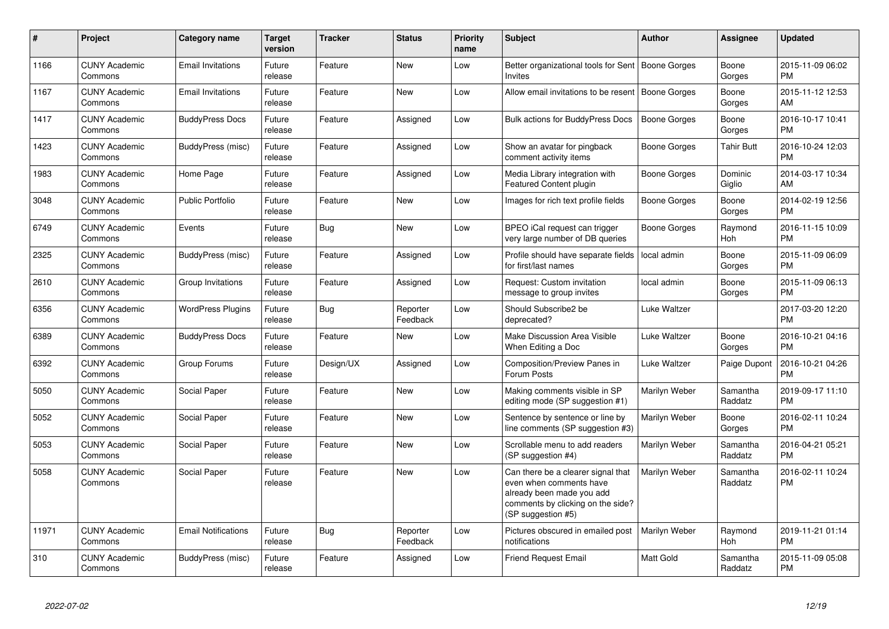| # | Project | Category name | Target version | Tracker | Status | Priority name | Subject | Author | Assignee | Updated |
|---|---|---|---|---|---|---|---|---|---|---|
| 1166 | CUNY Academic Commons | Email Invitations | Future release | Feature | New | Low | Better organizational tools for Sent Invites | Boone Gorges | Boone Gorges | 2015-11-09 06:02 PM |
| 1167 | CUNY Academic Commons | Email Invitations | Future release | Feature | New | Low | Allow email invitations to be resent | Boone Gorges | Boone Gorges | 2015-11-12 12:53 AM |
| 1417 | CUNY Academic Commons | BuddyPress Docs | Future release | Feature | Assigned | Low | Bulk actions for BuddyPress Docs | Boone Gorges | Boone Gorges | 2016-10-17 10:41 PM |
| 1423 | CUNY Academic Commons | BuddyPress (misc) | Future release | Feature | Assigned | Low | Show an avatar for pingback comment activity items | Boone Gorges | Tahir Butt | 2016-10-24 12:03 PM |
| 1983 | CUNY Academic Commons | Home Page | Future release | Feature | Assigned | Low | Media Library integration with Featured Content plugin | Boone Gorges | Dominic Giglio | 2014-03-17 10:34 AM |
| 3048 | CUNY Academic Commons | Public Portfolio | Future release | Feature | New | Low | Images for rich text profile fields | Boone Gorges | Boone Gorges | 2014-02-19 12:56 PM |
| 6749 | CUNY Academic Commons | Events | Future release | Bug | New | Low | BPEO iCal request can trigger very large number of DB queries | Boone Gorges | Raymond Hoh | 2016-11-15 10:09 PM |
| 2325 | CUNY Academic Commons | BuddyPress (misc) | Future release | Feature | Assigned | Low | Profile should have separate fields for first/last names | local admin | Boone Gorges | 2015-11-09 06:09 PM |
| 2610 | CUNY Academic Commons | Group Invitations | Future release | Feature | Assigned | Low | Request: Custom invitation message to group invites | local admin | Boone Gorges | 2015-11-09 06:13 PM |
| 6356 | CUNY Academic Commons | WordPress Plugins | Future release | Bug | Reporter Feedback | Low | Should Subscribe2 be deprecated? | Luke Waltzer | | 2017-03-20 12:20 PM |
| 6389 | CUNY Academic Commons | BuddyPress Docs | Future release | Feature | New | Low | Make Discussion Area Visible When Editing a Doc | Luke Waltzer | Boone Gorges | 2016-10-21 04:16 PM |
| 6392 | CUNY Academic Commons | Group Forums | Future release | Design/UX | Assigned | Low | Composition/Preview Panes in Forum Posts | Luke Waltzer | Paige Dupont | 2016-10-21 04:26 PM |
| 5050 | CUNY Academic Commons | Social Paper | Future release | Feature | New | Low | Making comments visible in SP editing mode (SP suggestion #1) | Marilyn Weber | Samantha Raddatz | 2019-09-17 11:10 PM |
| 5052 | CUNY Academic Commons | Social Paper | Future release | Feature | New | Low | Sentence by sentence or line by line comments (SP suggestion #3) | Marilyn Weber | Boone Gorges | 2016-02-11 10:24 PM |
| 5053 | CUNY Academic Commons | Social Paper | Future release | Feature | New | Low | Scrollable menu to add readers (SP suggestion #4) | Marilyn Weber | Samantha Raddatz | 2016-04-21 05:21 PM |
| 5058 | CUNY Academic Commons | Social Paper | Future release | Feature | New | Low | Can there be a clearer signal that even when comments have already been made you add comments by clicking on the side? (SP suggestion #5) | Marilyn Weber | Samantha Raddatz | 2016-02-11 10:24 PM |
| 11971 | CUNY Academic Commons | Email Notifications | Future release | Bug | Reporter Feedback | Low | Pictures obscured in emailed post notifications | Marilyn Weber | Raymond Hoh | 2019-11-21 01:14 PM |
| 310 | CUNY Academic Commons | BuddyPress (misc) | Future release | Feature | Assigned | Low | Friend Request Email | Matt Gold | Samantha Raddatz | 2015-11-09 05:08 PM |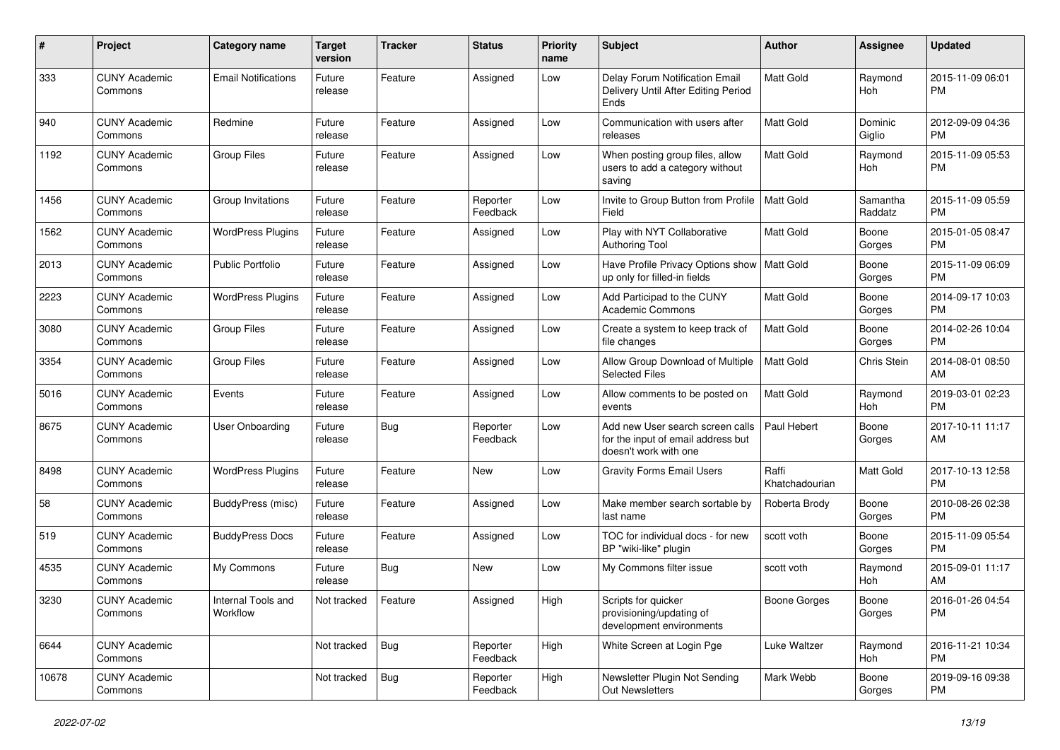| # | Project | Category name | Target version | Tracker | Status | Priority name | Subject | Author | Assignee | Updated |
|---|---|---|---|---|---|---|---|---|---|---|
| 333 | CUNY Academic Commons | Email Notifications | Future release | Feature | Assigned | Low | Delay Forum Notification Email Delivery Until After Editing Period Ends | Matt Gold | Raymond Hoh | 2015-11-09 06:01 PM |
| 940 | CUNY Academic Commons | Redmine | Future release | Feature | Assigned | Low | Communication with users after releases | Matt Gold | Dominic Giglio | 2012-09-09 04:36 PM |
| 1192 | CUNY Academic Commons | Group Files | Future release | Feature | Assigned | Low | When posting group files, allow users to add a category without saving | Matt Gold | Raymond Hoh | 2015-11-09 05:53 PM |
| 1456 | CUNY Academic Commons | Group Invitations | Future release | Feature | Reporter Feedback | Low | Invite to Group Button from Profile Field | Matt Gold | Samantha Raddatz | 2015-11-09 05:59 PM |
| 1562 | CUNY Academic Commons | WordPress Plugins | Future release | Feature | Assigned | Low | Play with NYT Collaborative Authoring Tool | Matt Gold | Boone Gorges | 2015-01-05 08:47 PM |
| 2013 | CUNY Academic Commons | Public Portfolio | Future release | Feature | Assigned | Low | Have Profile Privacy Options show up only for filled-in fields | Matt Gold | Boone Gorges | 2015-11-09 06:09 PM |
| 2223 | CUNY Academic Commons | WordPress Plugins | Future release | Feature | Assigned | Low | Add Participad to the CUNY Academic Commons | Matt Gold | Boone Gorges | 2014-09-17 10:03 PM |
| 3080 | CUNY Academic Commons | Group Files | Future release | Feature | Assigned | Low | Create a system to keep track of file changes | Matt Gold | Boone Gorges | 2014-02-26 10:04 PM |
| 3354 | CUNY Academic Commons | Group Files | Future release | Feature | Assigned | Low | Allow Group Download of Multiple Selected Files | Matt Gold | Chris Stein | 2014-08-01 08:50 AM |
| 5016 | CUNY Academic Commons | Events | Future release | Feature | Assigned | Low | Allow comments to be posted on events | Matt Gold | Raymond Hoh | 2019-03-01 02:23 PM |
| 8675 | CUNY Academic Commons | User Onboarding | Future release | Bug | Reporter Feedback | Low | Add new User search screen calls for the input of email address but doesn't work with one | Paul Hebert | Boone Gorges | 2017-10-11 11:17 AM |
| 8498 | CUNY Academic Commons | WordPress Plugins | Future release | Feature | New | Low | Gravity Forms Email Users | Raffi Khatchadourian | Matt Gold | 2017-10-13 12:58 PM |
| 58 | CUNY Academic Commons | BuddyPress (misc) | Future release | Feature | Assigned | Low | Make member search sortable by last name | Roberta Brody | Boone Gorges | 2010-08-26 02:38 PM |
| 519 | CUNY Academic Commons | BuddyPress Docs | Future release | Feature | Assigned | Low | TOC for individual docs - for new BP "wiki-like" plugin | scott voth | Boone Gorges | 2015-11-09 05:54 PM |
| 4535 | CUNY Academic Commons | My Commons | Future release | Bug | New | Low | My Commons filter issue | scott voth | Raymond Hoh | 2015-09-01 11:17 AM |
| 3230 | CUNY Academic Commons | Internal Tools and Workflow | Not tracked | Feature | Assigned | High | Scripts for quicker provisioning/updating of development environments | Boone Gorges | Boone Gorges | 2016-01-26 04:54 PM |
| 6644 | CUNY Academic Commons | | Not tracked | Bug | Reporter Feedback | High | White Screen at Login Pge | Luke Waltzer | Raymond Hoh | 2016-11-21 10:34 PM |
| 10678 | CUNY Academic Commons | | Not tracked | Bug | Reporter Feedback | High | Newsletter Plugin Not Sending Out Newsletters | Mark Webb | Boone Gorges | 2019-09-16 09:38 PM |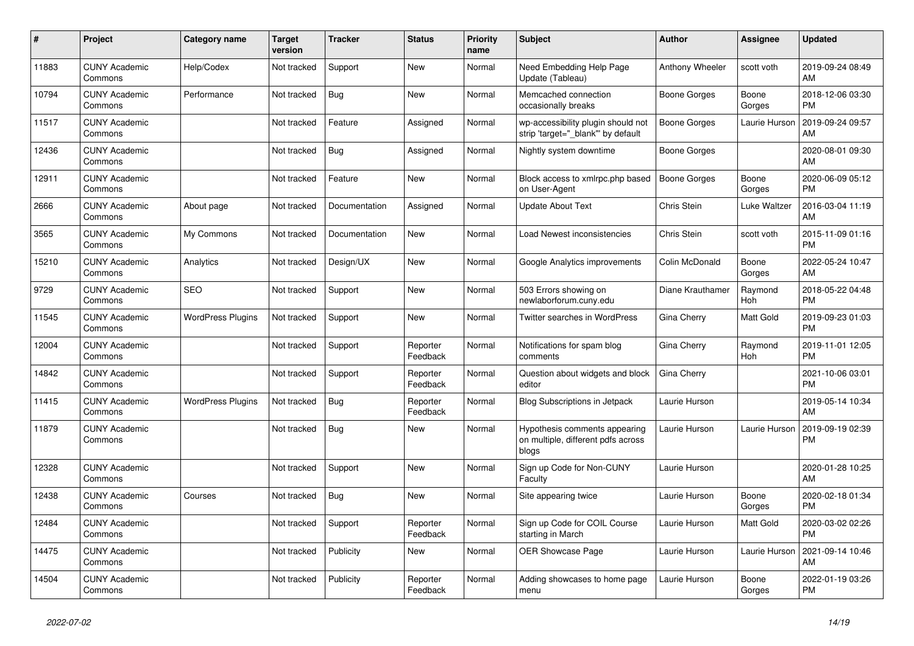| # | Project | Category name | Target version | Tracker | Status | Priority name | Subject | Author | Assignee | Updated |
|---|---|---|---|---|---|---|---|---|---|---|
| 11883 | CUNY Academic Commons | Help/Codex | Not tracked | Support | New | Normal | Need Embedding Help Page Update (Tableau) | Anthony Wheeler | scott voth | 2019-09-24 08:49 AM |
| 10794 | CUNY Academic Commons | Performance | Not tracked | Bug | New | Normal | Memcached connection occasionally breaks | Boone Gorges | Boone Gorges | 2018-12-06 03:30 PM |
| 11517 | CUNY Academic Commons | | Not tracked | Feature | Assigned | Normal | wp-accessibility plugin should not strip 'target="_blank"' by default | Boone Gorges | Laurie Hurson | 2019-09-24 09:57 AM |
| 12436 | CUNY Academic Commons | | Not tracked | Bug | Assigned | Normal | Nightly system downtime | Boone Gorges | | 2020-08-01 09:30 AM |
| 12911 | CUNY Academic Commons | | Not tracked | Feature | New | Normal | Block access to xmlrpc.php based on User-Agent | Boone Gorges | Boone Gorges | 2020-06-09 05:12 PM |
| 2666 | CUNY Academic Commons | About page | Not tracked | Documentation | Assigned | Normal | Update About Text | Chris Stein | Luke Waltzer | 2016-03-04 11:19 AM |
| 3565 | CUNY Academic Commons | My Commons | Not tracked | Documentation | New | Normal | Load Newest inconsistencies | Chris Stein | scott voth | 2015-11-09 01:16 PM |
| 15210 | CUNY Academic Commons | Analytics | Not tracked | Design/UX | New | Normal | Google Analytics improvements | Colin McDonald | Boone Gorges | 2022-05-24 10:47 AM |
| 9729 | CUNY Academic Commons | SEO | Not tracked | Support | New | Normal | 503 Errors showing on newlaborforum.cuny.edu | Diane Krauthamer | Raymond Hoh | 2018-05-22 04:48 PM |
| 11545 | CUNY Academic Commons | WordPress Plugins | Not tracked | Support | New | Normal | Twitter searches in WordPress | Gina Cherry | Matt Gold | 2019-09-23 01:03 PM |
| 12004 | CUNY Academic Commons | | Not tracked | Support | Reporter Feedback | Normal | Notifications for spam blog comments | Gina Cherry | Raymond Hoh | 2019-11-01 12:05 PM |
| 14842 | CUNY Academic Commons | | Not tracked | Support | Reporter Feedback | Normal | Question about widgets and block editor | Gina Cherry | | 2021-10-06 03:01 PM |
| 11415 | CUNY Academic Commons | WordPress Plugins | Not tracked | Bug | Reporter Feedback | Normal | Blog Subscriptions in Jetpack | Laurie Hurson | | 2019-05-14 10:34 AM |
| 11879 | CUNY Academic Commons | | Not tracked | Bug | New | Normal | Hypothesis comments appearing on multiple, different pdfs across blogs | Laurie Hurson | Laurie Hurson | 2019-09-19 02:39 PM |
| 12328 | CUNY Academic Commons | | Not tracked | Support | New | Normal | Sign up Code for Non-CUNY Faculty | Laurie Hurson | | 2020-01-28 10:25 AM |
| 12438 | CUNY Academic Commons | Courses | Not tracked | Bug | New | Normal | Site appearing twice | Laurie Hurson | Boone Gorges | 2020-02-18 01:34 PM |
| 12484 | CUNY Academic Commons | | Not tracked | Support | Reporter Feedback | Normal | Sign up Code for COIL Course starting in March | Laurie Hurson | Matt Gold | 2020-03-02 02:26 PM |
| 14475 | CUNY Academic Commons | | Not tracked | Publicity | New | Normal | OER Showcase Page | Laurie Hurson | Laurie Hurson | 2021-09-14 10:46 AM |
| 14504 | CUNY Academic Commons | | Not tracked | Publicity | Reporter Feedback | Normal | Adding showcases to home page menu | Laurie Hurson | Boone Gorges | 2022-01-19 03:26 PM |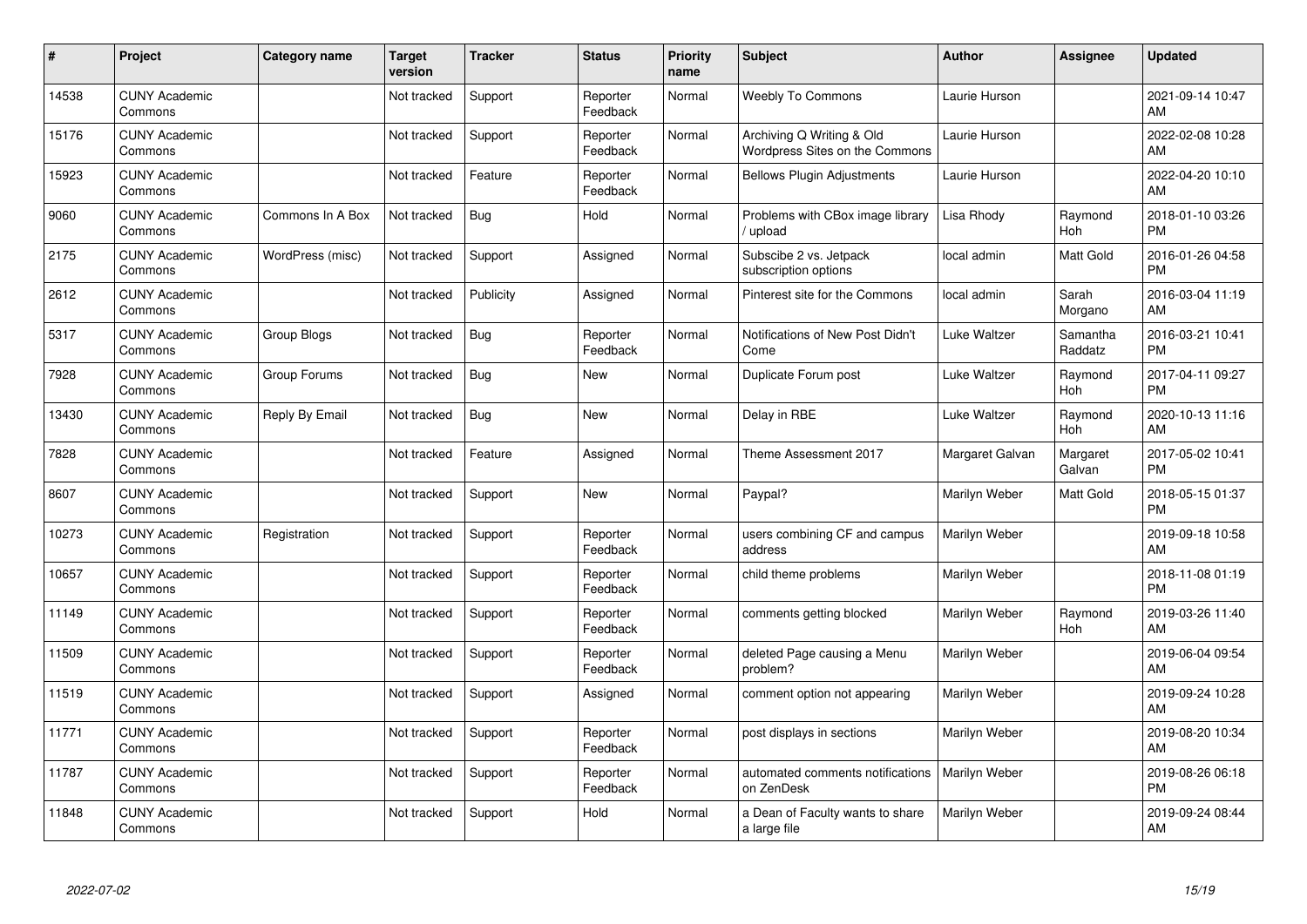| # | Project | Category name | Target version | Tracker | Status | Priority name | Subject | Author | Assignee | Updated |
|---|---|---|---|---|---|---|---|---|---|---|
| 14538 | CUNY Academic Commons | | Not tracked | Support | Reporter Feedback | Normal | Weebly To Commons | Laurie Hurson | | 2021-09-14 10:47 AM |
| 15176 | CUNY Academic Commons | | Not tracked | Support | Reporter Feedback | Normal | Archiving Q Writing & Old Wordpress Sites on the Commons | Laurie Hurson | | 2022-02-08 10:28 AM |
| 15923 | CUNY Academic Commons | | Not tracked | Feature | Reporter Feedback | Normal | Bellows Plugin Adjustments | Laurie Hurson | | 2022-04-20 10:10 AM |
| 9060 | CUNY Academic Commons | Commons In A Box | Not tracked | Bug | Hold | Normal | Problems with CBox image library / upload | Lisa Rhody | Raymond Hoh | 2018-01-10 03:26 PM |
| 2175 | CUNY Academic Commons | WordPress (misc) | Not tracked | Support | Assigned | Normal | Subscibe 2 vs. Jetpack subscription options | local admin | Matt Gold | 2016-01-26 04:58 PM |
| 2612 | CUNY Academic Commons | | Not tracked | Publicity | Assigned | Normal | Pinterest site for the Commons | local admin | Sarah Morgano | 2016-03-04 11:19 AM |
| 5317 | CUNY Academic Commons | Group Blogs | Not tracked | Bug | Reporter Feedback | Normal | Notifications of New Post Didn't Come | Luke Waltzer | Samantha Raddatz | 2016-03-21 10:41 PM |
| 7928 | CUNY Academic Commons | Group Forums | Not tracked | Bug | New | Normal | Duplicate Forum post | Luke Waltzer | Raymond Hoh | 2017-04-11 09:27 PM |
| 13430 | CUNY Academic Commons | Reply By Email | Not tracked | Bug | New | Normal | Delay in RBE | Luke Waltzer | Raymond Hoh | 2020-10-13 11:16 AM |
| 7828 | CUNY Academic Commons | | Not tracked | Feature | Assigned | Normal | Theme Assessment 2017 | Margaret Galvan | Margaret Galvan | 2017-05-02 10:41 PM |
| 8607 | CUNY Academic Commons | | Not tracked | Support | New | Normal | Paypal? | Marilyn Weber | Matt Gold | 2018-05-15 01:37 PM |
| 10273 | CUNY Academic Commons | Registration | Not tracked | Support | Reporter Feedback | Normal | users combining CF and campus address | Marilyn Weber | | 2019-09-18 10:58 AM |
| 10657 | CUNY Academic Commons | | Not tracked | Support | Reporter Feedback | Normal | child theme problems | Marilyn Weber | | 2018-11-08 01:19 PM |
| 11149 | CUNY Academic Commons | | Not tracked | Support | Reporter Feedback | Normal | comments getting blocked | Marilyn Weber | Raymond Hoh | 2019-03-26 11:40 AM |
| 11509 | CUNY Academic Commons | | Not tracked | Support | Reporter Feedback | Normal | deleted Page causing a Menu problem? | Marilyn Weber | | 2019-06-04 09:54 AM |
| 11519 | CUNY Academic Commons | | Not tracked | Support | Assigned | Normal | comment option not appearing | Marilyn Weber | | 2019-09-24 10:28 AM |
| 11771 | CUNY Academic Commons | | Not tracked | Support | Reporter Feedback | Normal | post displays in sections | Marilyn Weber | | 2019-08-20 10:34 AM |
| 11787 | CUNY Academic Commons | | Not tracked | Support | Reporter Feedback | Normal | automated comments notifications on ZenDesk | Marilyn Weber | | 2019-08-26 06:18 PM |
| 11848 | CUNY Academic Commons | | Not tracked | Support | Hold | Normal | a Dean of Faculty wants to share a large file | Marilyn Weber | | 2019-09-24 08:44 AM |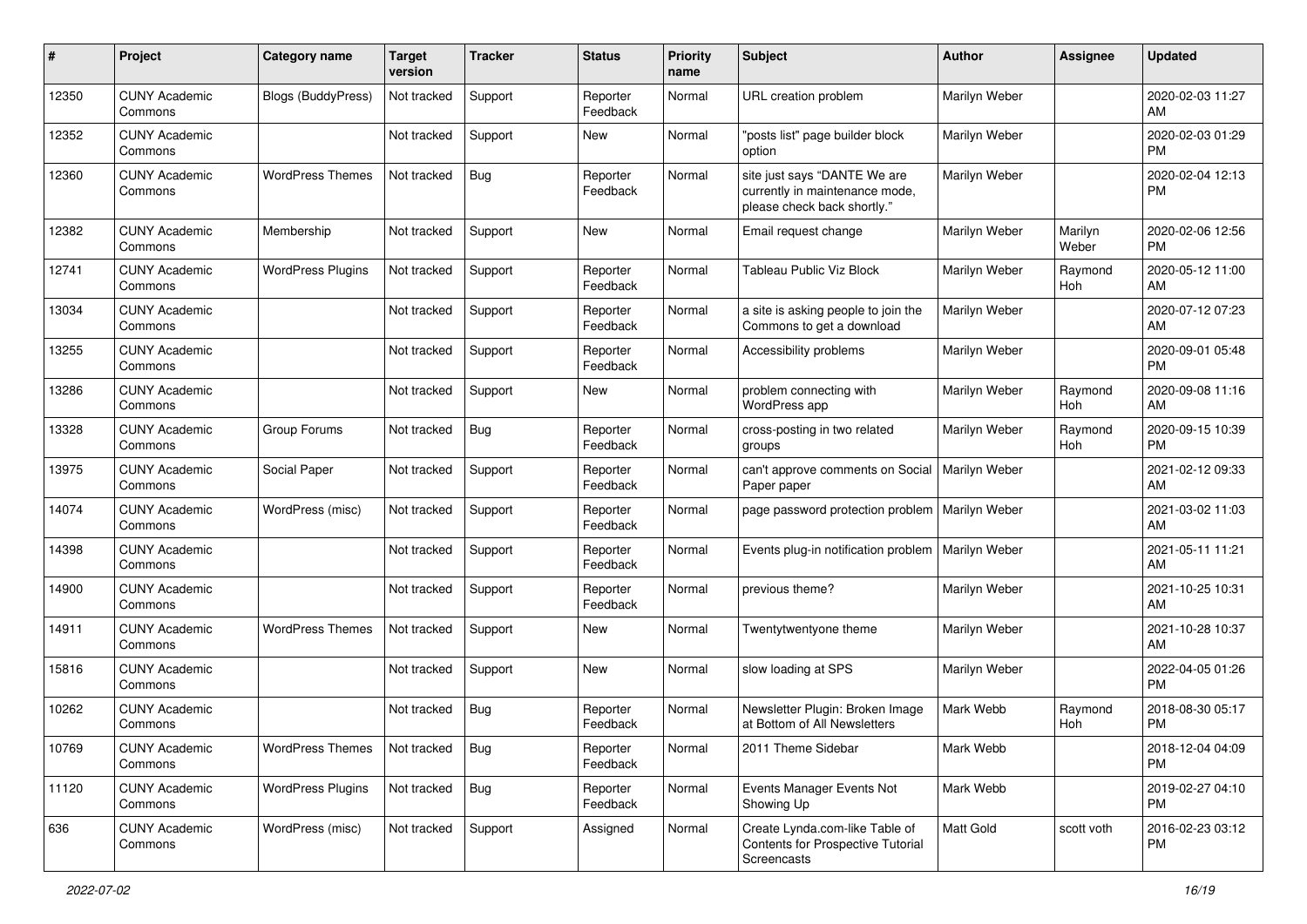| # | Project | Category name | Target version | Tracker | Status | Priority name | Subject | Author | Assignee | Updated |
|---|---|---|---|---|---|---|---|---|---|---|
| 12350 | CUNY Academic Commons | Blogs (BuddyPress) | Not tracked | Support | Reporter Feedback | Normal | URL creation problem | Marilyn Weber | | 2020-02-03 11:27 AM |
| 12352 | CUNY Academic Commons | | Not tracked | Support | New | Normal | "posts list" page builder block option | Marilyn Weber | | 2020-02-03 01:29 PM |
| 12360 | CUNY Academic Commons | WordPress Themes | Not tracked | Bug | Reporter Feedback | Normal | site just says "DANTE We are currently in maintenance mode, please check back shortly." | Marilyn Weber | | 2020-02-04 12:13 PM |
| 12382 | CUNY Academic Commons | Membership | Not tracked | Support | New | Normal | Email request change | Marilyn Weber | Marilyn Weber | 2020-02-06 12:56 PM |
| 12741 | CUNY Academic Commons | WordPress Plugins | Not tracked | Support | Reporter Feedback | Normal | Tableau Public Viz Block | Marilyn Weber | Raymond Hoh | 2020-05-12 11:00 AM |
| 13034 | CUNY Academic Commons | | Not tracked | Support | Reporter Feedback | Normal | a site is asking people to join the Commons to get a download | Marilyn Weber | | 2020-07-12 07:23 AM |
| 13255 | CUNY Academic Commons | | Not tracked | Support | Reporter Feedback | Normal | Accessibility problems | Marilyn Weber | | 2020-09-01 05:48 PM |
| 13286 | CUNY Academic Commons | | Not tracked | Support | New | Normal | problem connecting with WordPress app | Marilyn Weber | Raymond Hoh | 2020-09-08 11:16 AM |
| 13328 | CUNY Academic Commons | Group Forums | Not tracked | Bug | Reporter Feedback | Normal | cross-posting in two related groups | Marilyn Weber | Raymond Hoh | 2020-09-15 10:39 PM |
| 13975 | CUNY Academic Commons | Social Paper | Not tracked | Support | Reporter Feedback | Normal | can't approve comments on Social Paper paper | Marilyn Weber | | 2021-02-12 09:33 AM |
| 14074 | CUNY Academic Commons | WordPress (misc) | Not tracked | Support | Reporter Feedback | Normal | page password protection problem | Marilyn Weber | | 2021-03-02 11:03 AM |
| 14398 | CUNY Academic Commons | | Not tracked | Support | Reporter Feedback | Normal | Events plug-in notification problem | Marilyn Weber | | 2021-05-11 11:21 AM |
| 14900 | CUNY Academic Commons | | Not tracked | Support | Reporter Feedback | Normal | previous theme? | Marilyn Weber | | 2021-10-25 10:31 AM |
| 14911 | CUNY Academic Commons | WordPress Themes | Not tracked | Support | New | Normal | Twentytwentyone theme | Marilyn Weber | | 2021-10-28 10:37 AM |
| 15816 | CUNY Academic Commons | | Not tracked | Support | New | Normal | slow loading at SPS | Marilyn Weber | | 2022-04-05 01:26 PM |
| 10262 | CUNY Academic Commons | | Not tracked | Bug | Reporter Feedback | Normal | Newsletter Plugin: Broken Image at Bottom of All Newsletters | Mark Webb | Raymond Hoh | 2018-08-30 05:17 PM |
| 10769 | CUNY Academic Commons | WordPress Themes | Not tracked | Bug | Reporter Feedback | Normal | 2011 Theme Sidebar | Mark Webb | | 2018-12-04 04:09 PM |
| 11120 | CUNY Academic Commons | WordPress Plugins | Not tracked | Bug | Reporter Feedback | Normal | Events Manager Events Not Showing Up | Mark Webb | | 2019-02-27 04:10 PM |
| 636 | CUNY Academic Commons | WordPress (misc) | Not tracked | Support | Assigned | Normal | Create Lynda.com-like Table of Contents for Prospective Tutorial Screencasts | Matt Gold | scott voth | 2016-02-23 03:12 PM |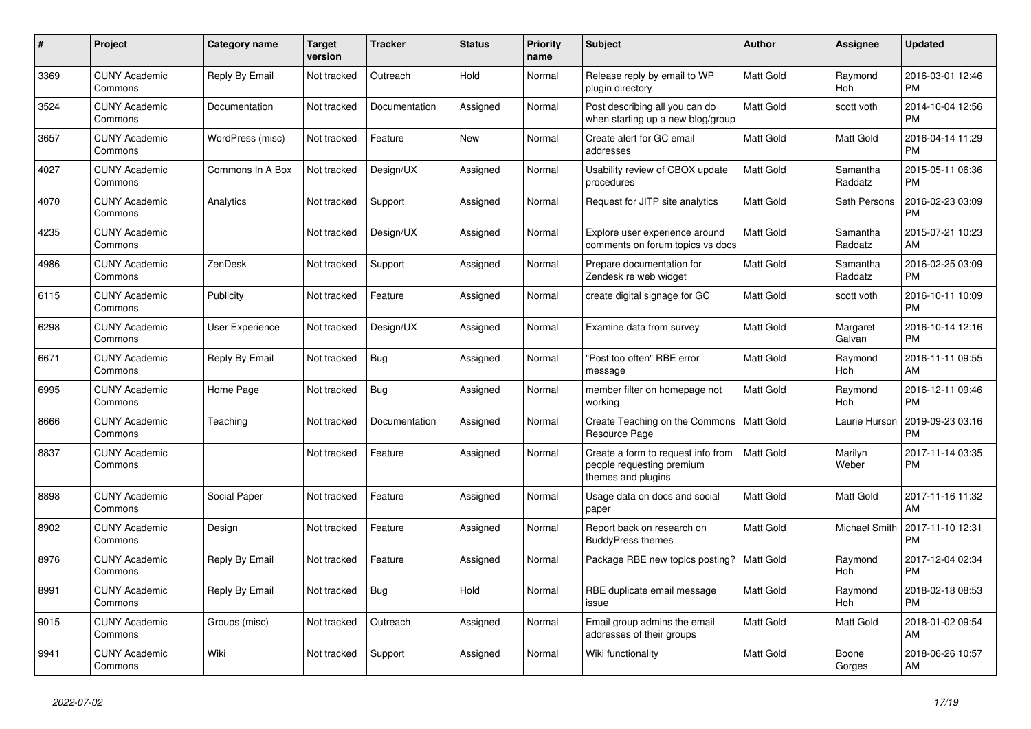| # | Project | Category name | Target version | Tracker | Status | Priority name | Subject | Author | Assignee | Updated |
|---|---|---|---|---|---|---|---|---|---|---|
| 3369 | CUNY Academic Commons | Reply By Email | Not tracked | Outreach | Hold | Normal | Release reply by email to WP plugin directory | Matt Gold | Raymond Hoh | 2016-03-01 12:46 PM |
| 3524 | CUNY Academic Commons | Documentation | Not tracked | Documentation | Assigned | Normal | Post describing all you can do when starting up a new blog/group | Matt Gold | scott voth | 2014-10-04 12:56 PM |
| 3657 | CUNY Academic Commons | WordPress (misc) | Not tracked | Feature | New | Normal | Create alert for GC email addresses | Matt Gold | Matt Gold | 2016-04-14 11:29 PM |
| 4027 | CUNY Academic Commons | Commons In A Box | Not tracked | Design/UX | Assigned | Normal | Usability review of CBOX update procedures | Matt Gold | Samantha Raddatz | 2015-05-11 06:36 PM |
| 4070 | CUNY Academic Commons | Analytics | Not tracked | Support | Assigned | Normal | Request for JITP site analytics | Matt Gold | Seth Persons | 2016-02-23 03:09 PM |
| 4235 | CUNY Academic Commons | | Not tracked | Design/UX | Assigned | Normal | Explore user experience around comments on forum topics vs docs | Matt Gold | Samantha Raddatz | 2015-07-21 10:23 AM |
| 4986 | CUNY Academic Commons | ZenDesk | Not tracked | Support | Assigned | Normal | Prepare documentation for Zendesk re web widget | Matt Gold | Samantha Raddatz | 2016-02-25 03:09 PM |
| 6115 | CUNY Academic Commons | Publicity | Not tracked | Feature | Assigned | Normal | create digital signage for GC | Matt Gold | scott voth | 2016-10-11 10:09 PM |
| 6298 | CUNY Academic Commons | User Experience | Not tracked | Design/UX | Assigned | Normal | Examine data from survey | Matt Gold | Margaret Galvan | 2016-10-14 12:16 PM |
| 6671 | CUNY Academic Commons | Reply By Email | Not tracked | Bug | Assigned | Normal | "Post too often" RBE error message | Matt Gold | Raymond Hoh | 2016-11-11 09:55 AM |
| 6995 | CUNY Academic Commons | Home Page | Not tracked | Bug | Assigned | Normal | member filter on homepage not working | Matt Gold | Raymond Hoh | 2016-12-11 09:46 PM |
| 8666 | CUNY Academic Commons | Teaching | Not tracked | Documentation | Assigned | Normal | Create Teaching on the Commons Resource Page | Matt Gold | Laurie Hurson | 2019-09-23 03:16 PM |
| 8837 | CUNY Academic Commons | | Not tracked | Feature | Assigned | Normal | Create a form to request info from people requesting premium themes and plugins | Matt Gold | Marilyn Weber | 2017-11-14 03:35 PM |
| 8898 | CUNY Academic Commons | Social Paper | Not tracked | Feature | Assigned | Normal | Usage data on docs and social paper | Matt Gold | Matt Gold | 2017-11-16 11:32 AM |
| 8902 | CUNY Academic Commons | Design | Not tracked | Feature | Assigned | Normal | Report back on research on BuddyPress themes | Matt Gold | Michael Smith | 2017-11-10 12:31 PM |
| 8976 | CUNY Academic Commons | Reply By Email | Not tracked | Feature | Assigned | Normal | Package RBE new topics posting? | Matt Gold | Raymond Hoh | 2017-12-04 02:34 PM |
| 8991 | CUNY Academic Commons | Reply By Email | Not tracked | Bug | Hold | Normal | RBE duplicate email message issue | Matt Gold | Raymond Hoh | 2018-02-18 08:53 PM |
| 9015 | CUNY Academic Commons | Groups (misc) | Not tracked | Outreach | Assigned | Normal | Email group admins the email addresses of their groups | Matt Gold | Matt Gold | 2018-01-02 09:54 AM |
| 9941 | CUNY Academic Commons | Wiki | Not tracked | Support | Assigned | Normal | Wiki functionality | Matt Gold | Boone Gorges | 2018-06-26 10:57 AM |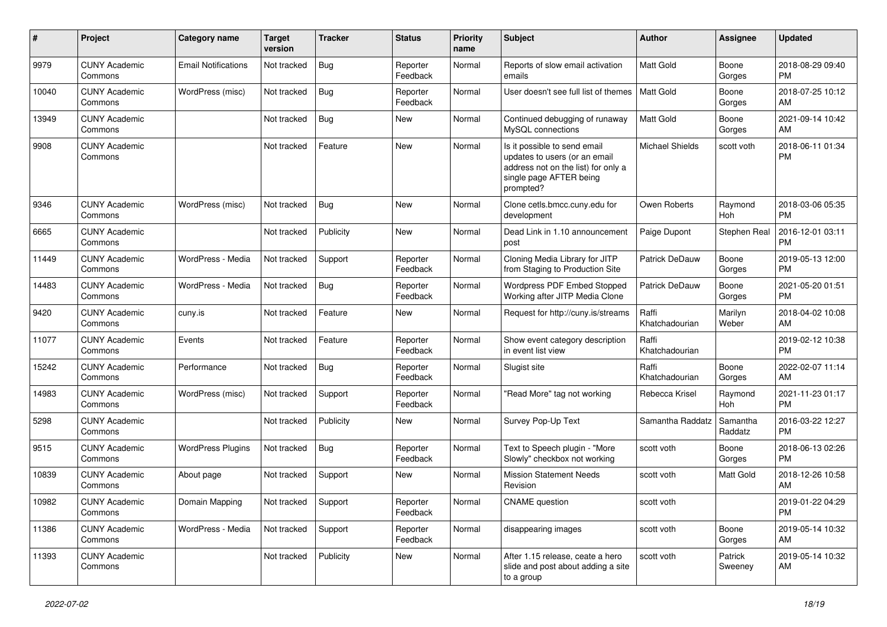| # | Project | Category name | Target version | Tracker | Status | Priority name | Subject | Author | Assignee | Updated |
|---|---|---|---|---|---|---|---|---|---|---|
| 9979 | CUNY Academic Commons | Email Notifications | Not tracked | Bug | Reporter Feedback | Normal | Reports of slow email activation emails | Matt Gold | Boone Gorges | 2018-08-29 09:40 PM |
| 10040 | CUNY Academic Commons | WordPress (misc) | Not tracked | Bug | Reporter Feedback | Normal | User doesn't see full list of themes | Matt Gold | Boone Gorges | 2018-07-25 10:12 AM |
| 13949 | CUNY Academic Commons | | Not tracked | Bug | New | Normal | Continued debugging of runaway MySQL connections | Matt Gold | Boone Gorges | 2021-09-14 10:42 AM |
| 9908 | CUNY Academic Commons | | Not tracked | Feature | New | Normal | Is it possible to send email updates to users (or an email address not on the list) for only a single page AFTER being prompted? | Michael Shields | scott voth | 2018-06-11 01:34 PM |
| 9346 | CUNY Academic Commons | WordPress (misc) | Not tracked | Bug | New | Normal | Clone cetls.bmcc.cuny.edu for development | Owen Roberts | Raymond Hoh | 2018-03-06 05:35 PM |
| 6665 | CUNY Academic Commons | | Not tracked | Publicity | New | Normal | Dead Link in 1.10 announcement post | Paige Dupont | Stephen Real | 2016-12-01 03:11 PM |
| 11449 | CUNY Academic Commons | WordPress - Media | Not tracked | Support | Reporter Feedback | Normal | Cloning Media Library for JITP from Staging to Production Site | Patrick DeDauw | Boone Gorges | 2019-05-13 12:00 PM |
| 14483 | CUNY Academic Commons | WordPress - Media | Not tracked | Bug | Reporter Feedback | Normal | Wordpress PDF Embed Stopped Working after JITP Media Clone | Patrick DeDauw | Boone Gorges | 2021-05-20 01:51 PM |
| 9420 | CUNY Academic Commons | cuny.is | Not tracked | Feature | New | Normal | Request for http://cuny.is/streams | Raffi Khatchadourian | Marilyn Weber | 2018-04-02 10:08 AM |
| 11077 | CUNY Academic Commons | Events | Not tracked | Feature | Reporter Feedback | Normal | Show event category description in event list view | Raffi Khatchadourian | | 2019-02-12 10:38 PM |
| 15242 | CUNY Academic Commons | Performance | Not tracked | Bug | Reporter Feedback | Normal | Slugist site | Raffi Khatchadourian | Boone Gorges | 2022-02-07 11:14 AM |
| 14983 | CUNY Academic Commons | WordPress (misc) | Not tracked | Support | Reporter Feedback | Normal | "Read More" tag not working | Rebecca Krisel | Raymond Hoh | 2021-11-23 01:17 PM |
| 5298 | CUNY Academic Commons | | Not tracked | Publicity | New | Normal | Survey Pop-Up Text | Samantha Raddatz | Samantha Raddatz | 2016-03-22 12:27 PM |
| 9515 | CUNY Academic Commons | WordPress Plugins | Not tracked | Bug | Reporter Feedback | Normal | Text to Speech plugin - "More Slowly" checkbox not working | scott voth | Boone Gorges | 2018-06-13 02:26 PM |
| 10839 | CUNY Academic Commons | About page | Not tracked | Support | New | Normal | Mission Statement Needs Revision | scott voth | Matt Gold | 2018-12-26 10:58 AM |
| 10982 | CUNY Academic Commons | Domain Mapping | Not tracked | Support | Reporter Feedback | Normal | CNAME question | scott voth | | 2019-01-22 04:29 PM |
| 11386 | CUNY Academic Commons | WordPress - Media | Not tracked | Support | Reporter Feedback | Normal | disappearing images | scott voth | Boone Gorges | 2019-05-14 10:32 AM |
| 11393 | CUNY Academic Commons | | Not tracked | Publicity | New | Normal | After 1.15 release, ceate a hero slide and post about adding a site to a group | scott voth | Patrick Sweeney | 2019-05-14 10:32 AM |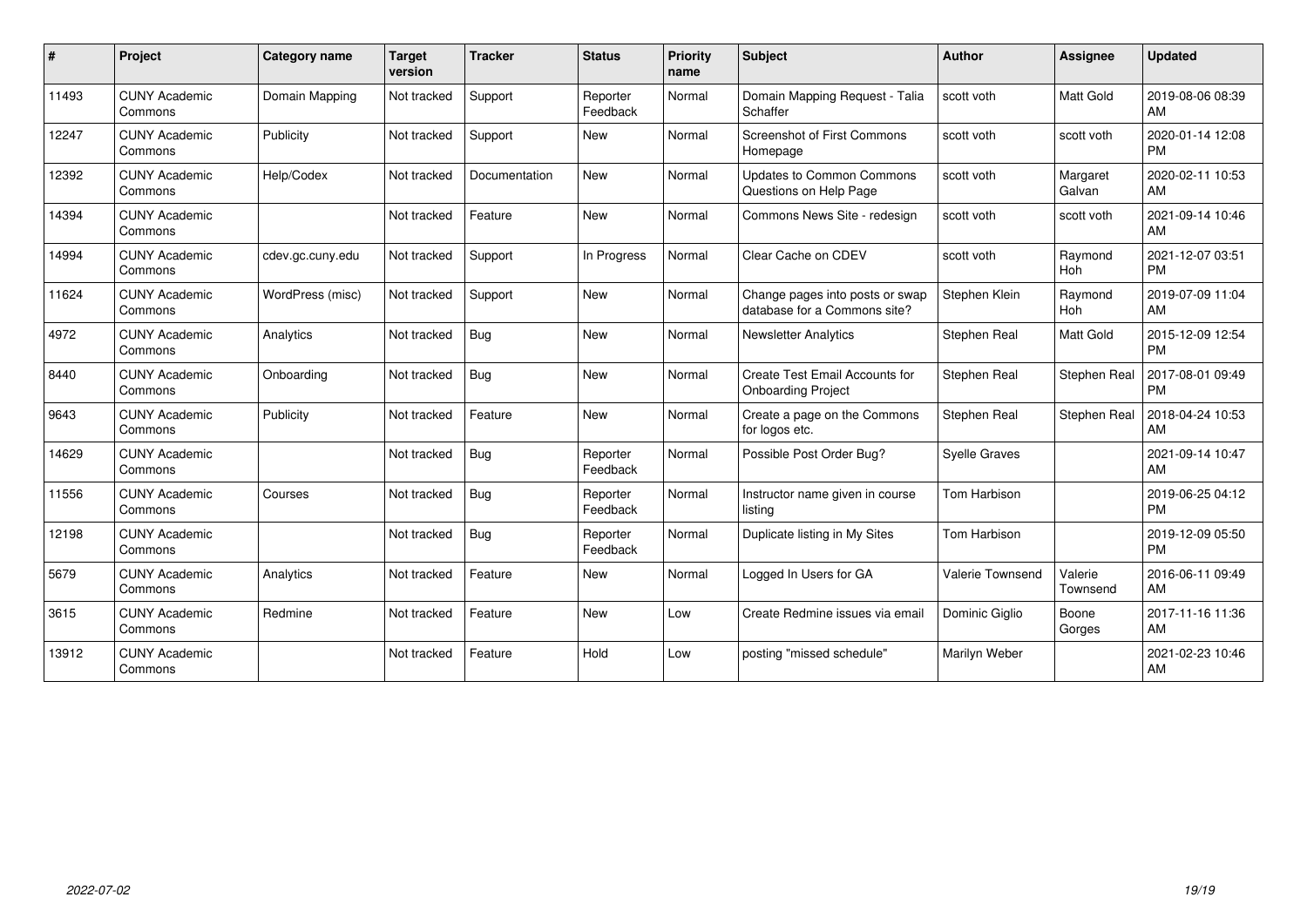| # | Project | Category name | Target version | Tracker | Status | Priority name | Subject | Author | Assignee | Updated |
|---|---|---|---|---|---|---|---|---|---|---|
| 11493 | CUNY Academic Commons | Domain Mapping | Not tracked | Support | Reporter Feedback | Normal | Domain Mapping Request - Talia Schaffer | scott voth | Matt Gold | 2019-08-06 08:39 AM |
| 12247 | CUNY Academic Commons | Publicity | Not tracked | Support | New | Normal | Screenshot of First Commons Homepage | scott voth | scott voth | 2020-01-14 12:08 PM |
| 12392 | CUNY Academic Commons | Help/Codex | Not tracked | Documentation | New | Normal | Updates to Common Commons Questions on Help Page | scott voth | Margaret Galvan | 2020-02-11 10:53 AM |
| 14394 | CUNY Academic Commons | | Not tracked | Feature | New | Normal | Commons News Site - redesign | scott voth | scott voth | 2021-09-14 10:46 AM |
| 14994 | CUNY Academic Commons | cdev.gc.cuny.edu | Not tracked | Support | In Progress | Normal | Clear Cache on CDEV | scott voth | Raymond Hoh | 2021-12-07 03:51 PM |
| 11624 | CUNY Academic Commons | WordPress (misc) | Not tracked | Support | New | Normal | Change pages into posts or swap database for a Commons site? | Stephen Klein | Raymond Hoh | 2019-07-09 11:04 AM |
| 4972 | CUNY Academic Commons | Analytics | Not tracked | Bug | New | Normal | Newsletter Analytics | Stephen Real | Matt Gold | 2015-12-09 12:54 PM |
| 8440 | CUNY Academic Commons | Onboarding | Not tracked | Bug | New | Normal | Create Test Email Accounts for Onboarding Project | Stephen Real | Stephen Real | 2017-08-01 09:49 PM |
| 9643 | CUNY Academic Commons | Publicity | Not tracked | Feature | New | Normal | Create a page on the Commons for logos etc. | Stephen Real | Stephen Real | 2018-04-24 10:53 AM |
| 14629 | CUNY Academic Commons | | Not tracked | Bug | Reporter Feedback | Normal | Possible Post Order Bug? | Syelle Graves | | 2021-09-14 10:47 AM |
| 11556 | CUNY Academic Commons | Courses | Not tracked | Bug | Reporter Feedback | Normal | Instructor name given in course listing | Tom Harbison | | 2019-06-25 04:12 PM |
| 12198 | CUNY Academic Commons | | Not tracked | Bug | Reporter Feedback | Normal | Duplicate listing in My Sites | Tom Harbison | | 2019-12-09 05:50 PM |
| 5679 | CUNY Academic Commons | Analytics | Not tracked | Feature | New | Normal | Logged In Users for GA | Valerie Townsend | Valerie Townsend | 2016-06-11 09:49 AM |
| 3615 | CUNY Academic Commons | Redmine | Not tracked | Feature | New | Low | Create Redmine issues via email | Dominic Giglio | Boone Gorges | 2017-11-16 11:36 AM |
| 13912 | CUNY Academic Commons | | Not tracked | Feature | Hold | Low | posting "missed schedule" | Marilyn Weber | | 2021-02-23 10:46 AM |